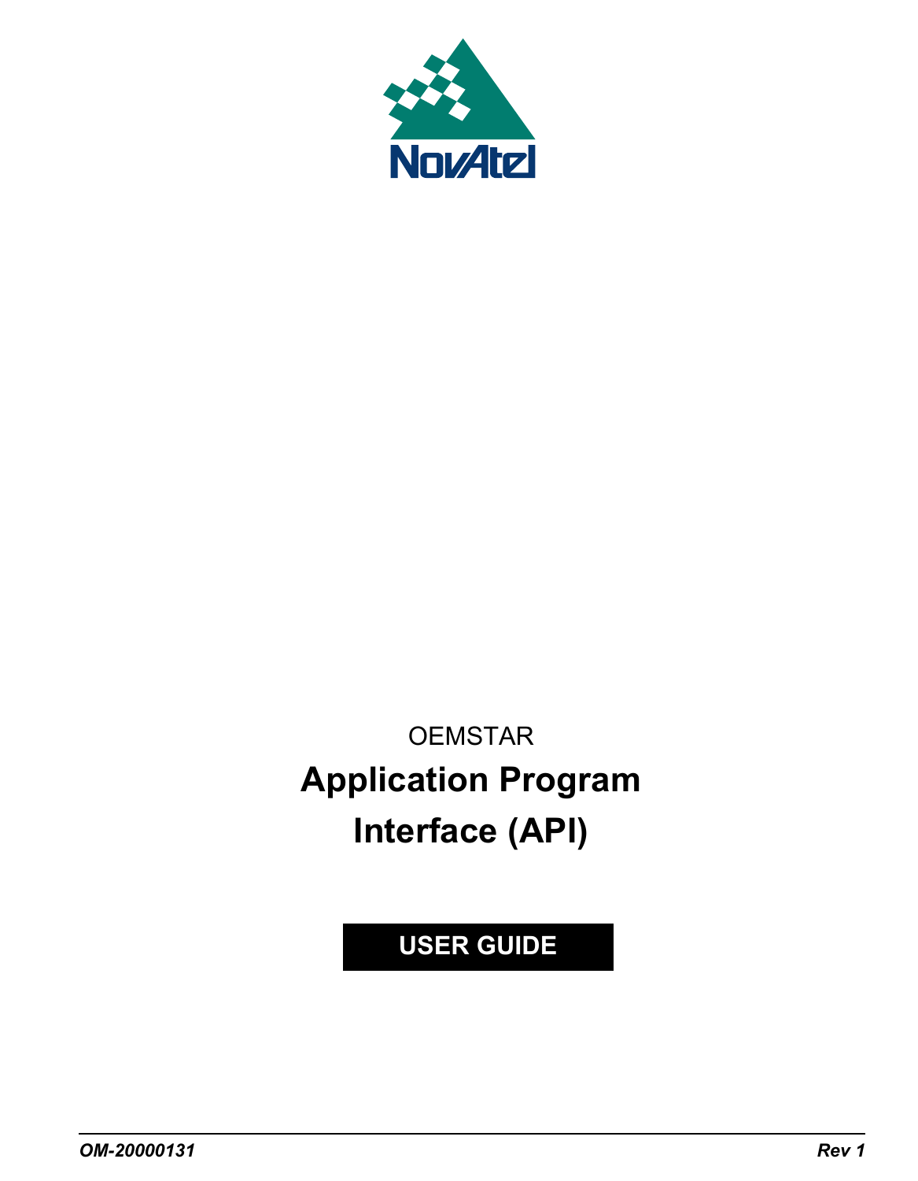NovAtel

OEMSTAR

# Application Program Interface (API)

**USER GUIDE**

*OM-20000131* *Rev 1*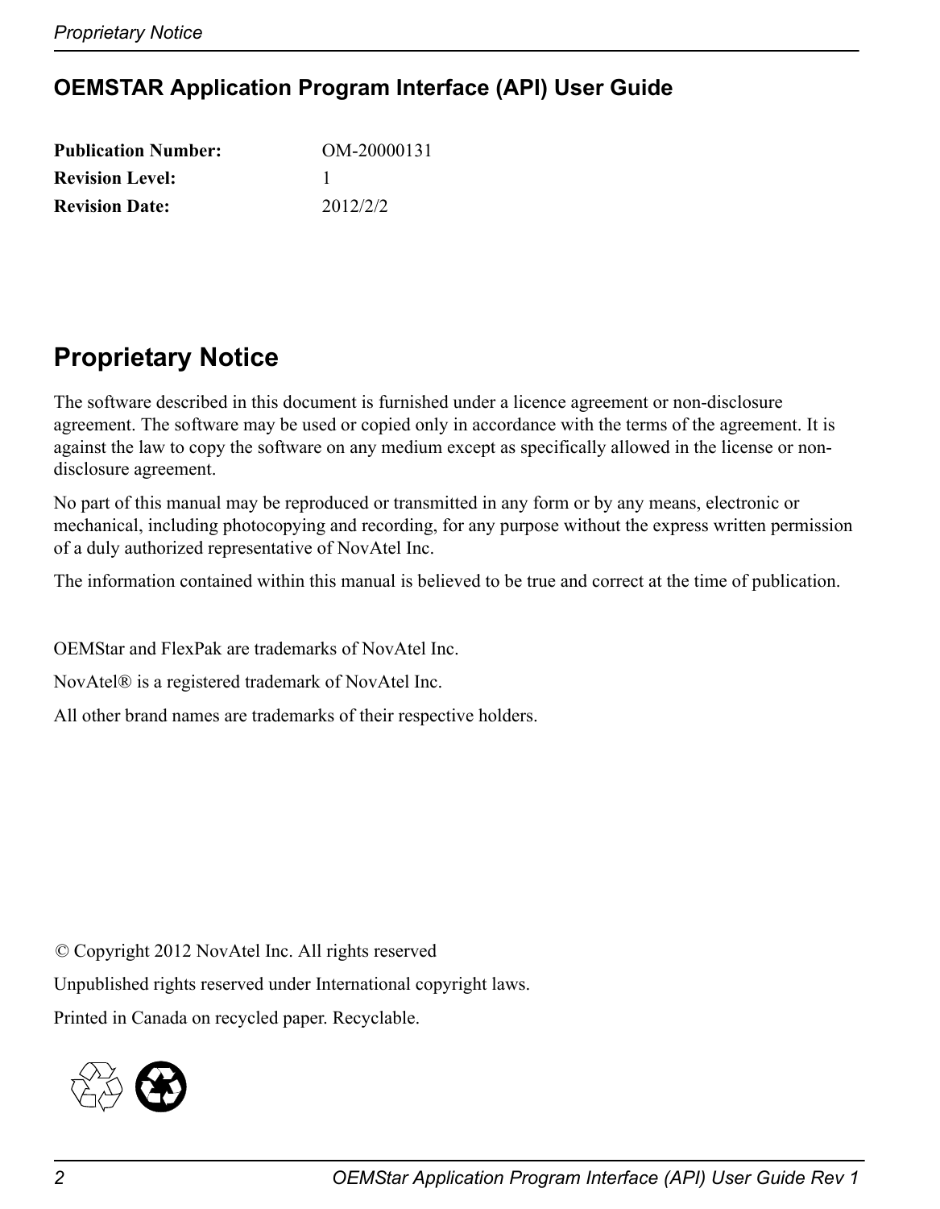## OEMSTAR Application Program Interface (API) User Guide

**Publication Number:** OM-20000131
**Revision Level:** 1
**Revision Date:** 2012/2/2

# Proprietary Notice

The software described in this document is furnished under a licence agreement or non-disclosure agreement. The software may be used or copied only in accordance with the terms of the agreement. It is against the law to copy the software on any medium except as specifically allowed in the license or non-disclosure agreement.

No part of this manual may be reproduced or transmitted in any form or by any means, electronic or mechanical, including photocopying and recording, for any purpose without the express written permission of a duly authorized representative of NovAtel Inc.

The information contained within this manual is believed to be true and correct at the time of publication.

OEMStar and FlexPak are trademarks of NovAtel Inc.

NovAtel® is a registered trademark of NovAtel Inc.

All other brand names are trademarks of their respective holders.

© Copyright 2012 NovAtel Inc. All rights reserved

Unpublished rights reserved under International copyright laws.

Printed in Canada on recycled paper. Recyclable.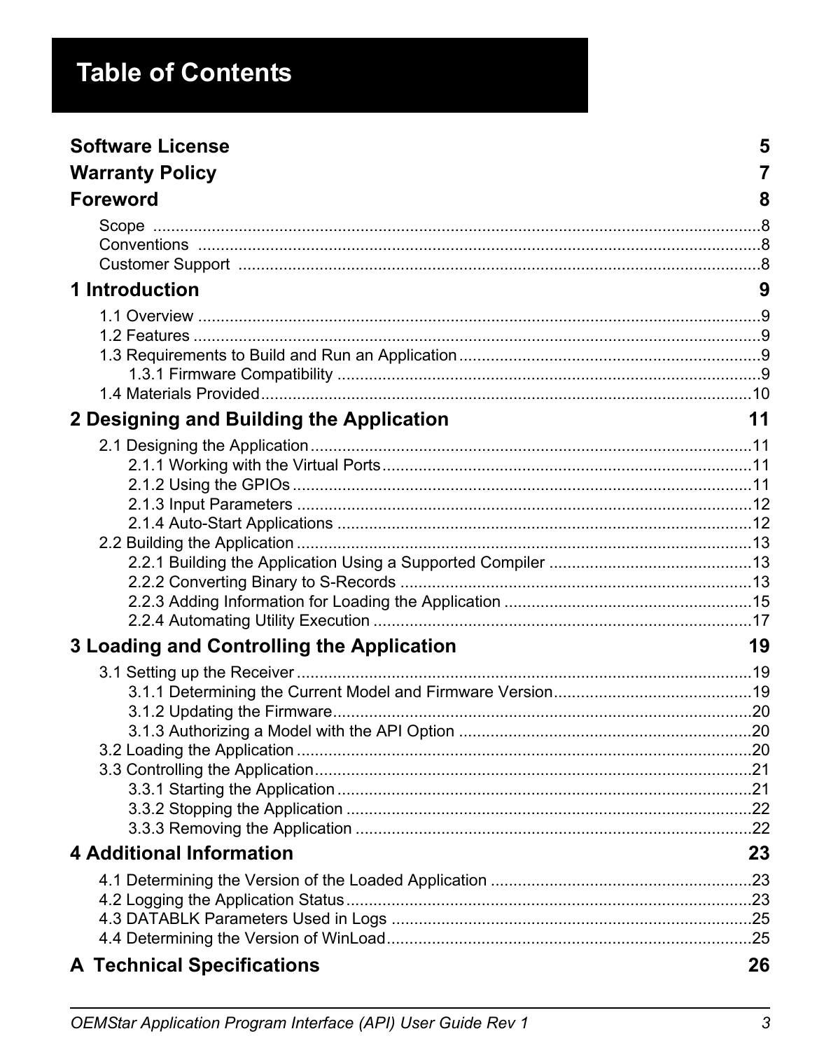# Table of Contents

**Software License** 5

**Warranty Policy** 7

**Foreword** 8

- Scope 8
- Conventions 8
- Customer Support 8

**1 Introduction** 9

- 1.1 Overview 9
- 1.2 Features 9
- 1.3 Requirements to Build and Run an Application 9
    - 1.3.1 Firmware Compatibility 9
- 1.4 Materials Provided 10

**2 Designing and Building the Application** 11

- 2.1 Designing the Application 11
    - 2.1.1 Working with the Virtual Ports 11
    - 2.1.2 Using the GPIOs 11
    - 2.1.3 Input Parameters 12
    - 2.1.4 Auto-Start Applications 12
- 2.2 Building the Application 13
    - 2.2.1 Building the Application Using a Supported Compiler 13
    - 2.2.2 Converting Binary to S-Records 13
    - 2.2.3 Adding Information for Loading the Application 15
    - 2.2.4 Automating Utility Execution 17

**3 Loading and Controlling the Application** 19

- 3.1 Setting up the Receiver 19
    - 3.1.1 Determining the Current Model and Firmware Version 19
    - 3.1.2 Updating the Firmware 20
    - 3.1.3 Authorizing a Model with the API Option 20
- 3.2 Loading the Application 20
- 3.3 Controlling the Application 21
    - 3.3.1 Starting the Application 21
    - 3.3.2 Stopping the Application 22
    - 3.3.3 Removing the Application 22

**4 Additional Information** 23

- 4.1 Determining the Version of the Loaded Application 23
- 4.2 Logging the Application Status 23
- 4.3 DATABLK Parameters Used in Logs 25
- 4.4 Determining the Version of WinLoad 25

**A Technical Specifications** 26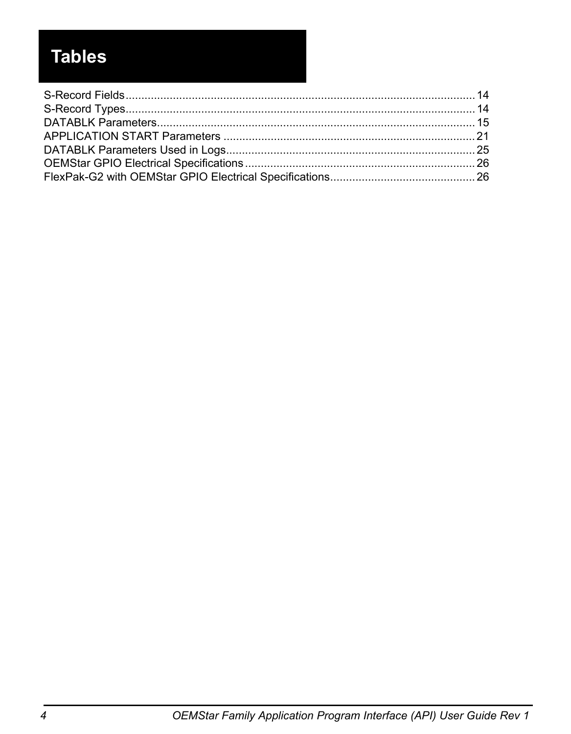# Tables

S-Record Fields............................................................................................................ 14
S-Record Types............................................................................................................ 14
DATABLK Parameters.................................................................................................. 15
APPLICATION START Parameters ............................................................................. 21
DATABLK Parameters Used in Logs............................................................................ 25
OEMStar GPIO Electrical Specifications ...................................................................... 26
FlexPak-G2 with OEMStar GPIO Electrical Specifications............................................ 26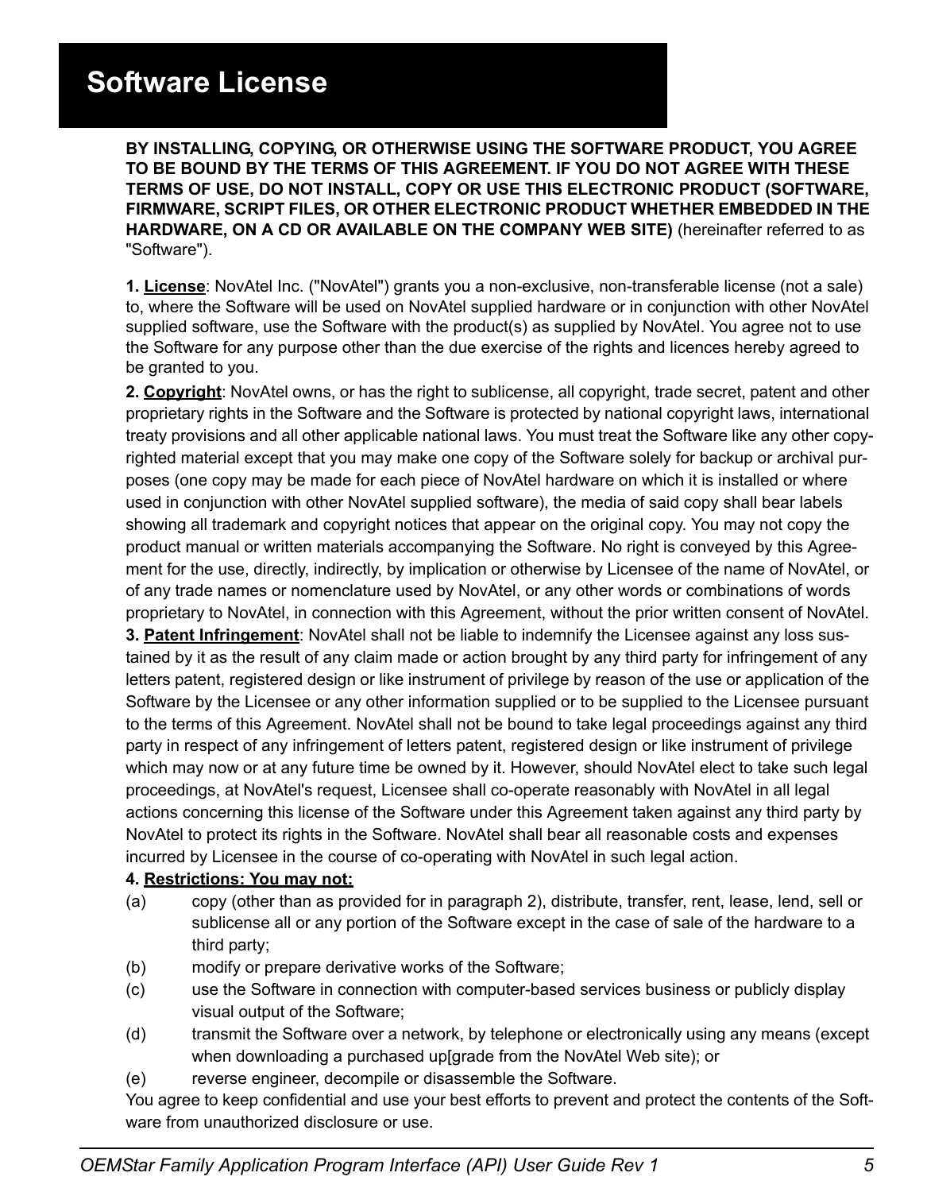# Software License

**BY INSTALLING, COPYING, OR OTHERWISE USING THE SOFTWARE PRODUCT, YOU AGREE TO BE BOUND BY THE TERMS OF THIS AGREEMENT. IF YOU DO NOT AGREE WITH THESE TERMS OF USE, DO NOT INSTALL, COPY OR USE THIS ELECTRONIC PRODUCT (SOFTWARE, FIRMWARE, SCRIPT FILES, OR OTHER ELECTRONIC PRODUCT WHETHER EMBEDDED IN THE HARDWARE, ON A CD OR AVAILABLE ON THE COMPANY WEB SITE)** (hereinafter referred to as "Software").

**1. License**: NovAtel Inc. ("NovAtel") grants you a non-exclusive, non-transferable license (not a sale) to, where the Software will be used on NovAtel supplied hardware or in conjunction with other NovAtel supplied software, use the Software with the product(s) as supplied by NovAtel. You agree not to use the Software for any purpose other than the due exercise of the rights and licences hereby agreed to be granted to you.

**2. Copyright**: NovAtel owns, or has the right to sublicense, all copyright, trade secret, patent and other proprietary rights in the Software and the Software is protected by national copyright laws, international treaty provisions and all other applicable national laws. You must treat the Software like any other copyrighted material except that you may make one copy of the Software solely for backup or archival purposes (one copy may be made for each piece of NovAtel hardware on which it is installed or where used in conjunction with other NovAtel supplied software), the media of said copy shall bear labels showing all trademark and copyright notices that appear on the original copy. You may not copy the product manual or written materials accompanying the Software. No right is conveyed by this Agreement for the use, directly, indirectly, by implication or otherwise by Licensee of the name of NovAtel, or of any trade names or nomenclature used by NovAtel, or any other words or combinations of words proprietary to NovAtel, in connection with this Agreement, without the prior written consent of NovAtel.

**3. Patent Infringement**: NovAtel shall not be liable to indemnify the Licensee against any loss sustained by it as the result of any claim made or action brought by any third party for infringement of any letters patent, registered design or like instrument of privilege by reason of the use or application of the Software by the Licensee or any other information supplied or to be supplied to the Licensee pursuant to the terms of this Agreement. NovAtel shall not be bound to take legal proceedings against any third party in respect of any infringement of letters patent, registered design or like instrument of privilege which may now or at any future time be owned by it. However, should NovAtel elect to take such legal proceedings, at NovAtel's request, Licensee shall co-operate reasonably with NovAtel in all legal actions concerning this license of the Software under this Agreement taken against any third party by NovAtel to protect its rights in the Software. NovAtel shall bear all reasonable costs and expenses incurred by Licensee in the course of co-operating with NovAtel in such legal action.

**4. Restrictions: You may not:**

(a) copy (other than as provided for in paragraph 2), distribute, transfer, rent, lease, lend, sell or sublicense all or any portion of the Software except in the case of sale of the hardware to a third party;

(b) modify or prepare derivative works of the Software;

(c) use the Software in connection with computer-based services business or publicly display visual output of the Software;

(d) transmit the Software over a network, by telephone or electronically using any means (except when downloading a purchased up[grade from the NovAtel Web site); or

(e) reverse engineer, decompile or disassemble the Software.

You agree to keep confidential and use your best efforts to prevent and protect the contents of the Software from unauthorized disclosure or use.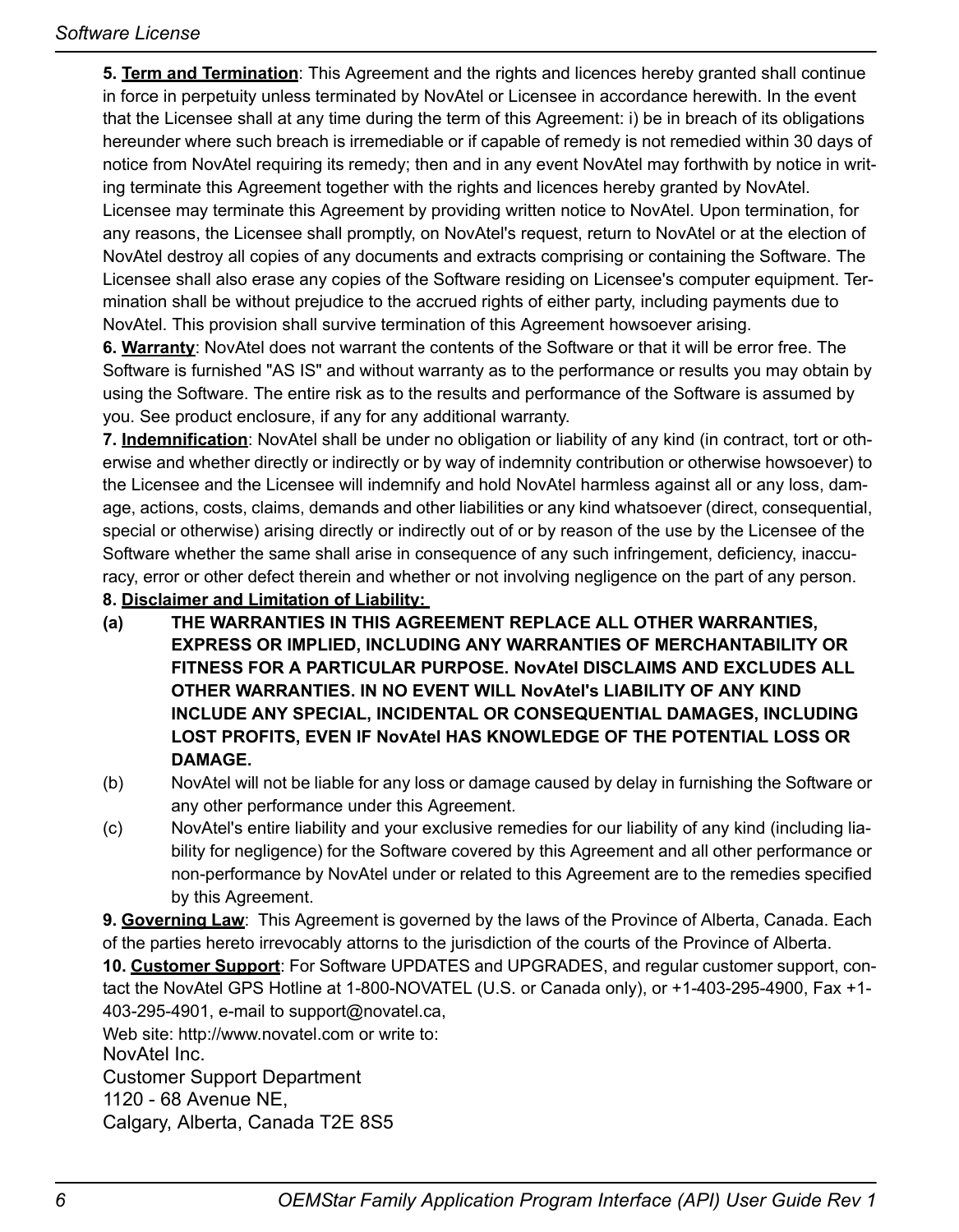**5. <u>Term and Termination</u>**: This Agreement and the rights and licences hereby granted shall continue in force in perpetuity unless terminated by NovAtel or Licensee in accordance herewith. In the event that the Licensee shall at any time during the term of this Agreement: i) be in breach of its obligations hereunder where such breach is irremediable or if capable of remedy is not remedied within 30 days of notice from NovAtel requiring its remedy; then and in any event NovAtel may forthwith by notice in writing terminate this Agreement together with the rights and licences hereby granted by NovAtel. Licensee may terminate this Agreement by providing written notice to NovAtel. Upon termination, for any reasons, the Licensee shall promptly, on NovAtel's request, return to NovAtel or at the election of NovAtel destroy all copies of any documents and extracts comprising or containing the Software. The Licensee shall also erase any copies of the Software residing on Licensee's computer equipment. Termination shall be without prejudice to the accrued rights of either party, including payments due to NovAtel. This provision shall survive termination of this Agreement howsoever arising.

**6. <u>Warranty</u>**: NovAtel does not warrant the contents of the Software or that it will be error free. The Software is furnished "AS IS" and without warranty as to the performance or results you may obtain by using the Software. The entire risk as to the results and performance of the Software is assumed by you. See product enclosure, if any for any additional warranty.

**7. <u>Indemnification</u>**: NovAtel shall be under no obligation or liability of any kind (in contract, tort or otherwise and whether directly or indirectly or by way of indemnity contribution or otherwise howsoever) to the Licensee and the Licensee will indemnify and hold NovAtel harmless against all or any loss, damage, actions, costs, claims, demands and other liabilities or any kind whatsoever (direct, consequential, special or otherwise) arising directly or indirectly out of or by reason of the use by the Licensee of the Software whether the same shall arise in consequence of any such infringement, deficiency, inaccuracy, error or other defect therein and whether or not involving negligence on the part of any person.

**8. <u>Disclaimer and Limitation of Liability:</u>**

**(a) THE WARRANTIES IN THIS AGREEMENT REPLACE ALL OTHER WARRANTIES, EXPRESS OR IMPLIED, INCLUDING ANY WARRANTIES OF MERCHANTABILITY OR FITNESS FOR A PARTICULAR PURPOSE. NovAtel DISCLAIMS AND EXCLUDES ALL OTHER WARRANTIES. IN NO EVENT WILL NovAtel's LIABILITY OF ANY KIND INCLUDE ANY SPECIAL, INCIDENTAL OR CONSEQUENTIAL DAMAGES, INCLUDING LOST PROFITS, EVEN IF NovAtel HAS KNOWLEDGE OF THE POTENTIAL LOSS OR DAMAGE.**

(b) NovAtel will not be liable for any loss or damage caused by delay in furnishing the Software or any other performance under this Agreement.

(c) NovAtel's entire liability and your exclusive remedies for our liability of any kind (including liability for negligence) for the Software covered by this Agreement and all other performance or non-performance by NovAtel under or related to this Agreement are to the remedies specified by this Agreement.

**9. <u>Governing Law</u>**: This Agreement is governed by the laws of the Province of Alberta, Canada. Each of the parties hereto irrevocably attorns to the jurisdiction of the courts of the Province of Alberta.

**10. <u>Customer Support</u>**: For Software UPDATES and UPGRADES, and regular customer support, contact the NovAtel GPS Hotline at 1-800-NOVATEL (U.S. or Canada only), or +1-403-295-4900, Fax +1-403-295-4901, e-mail to support@novatel.ca,

Web site: http://www.novatel.com or write to:

NovAtel Inc.
Customer Support Department
1120 - 68 Avenue NE,
Calgary, Alberta, Canada T2E 8S5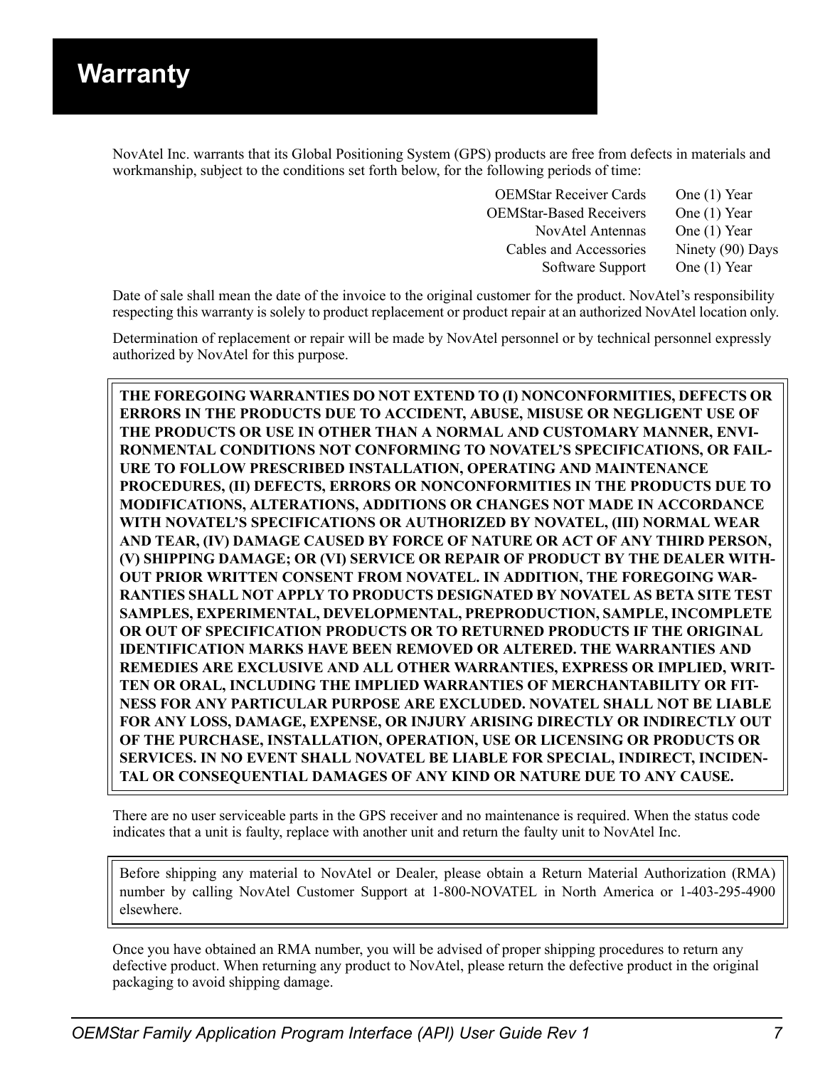# Warranty

NovAtel Inc. warrants that its Global Positioning System (GPS) products are free from defects in materials and workmanship, subject to the conditions set forth below, for the following periods of time:

| | |
|---|---|
| OEMStar Receiver Cards | One (1) Year |
| OEMStar-Based Receivers | One (1) Year |
| NovAtel Antennas | One (1) Year |
| Cables and Accessories | Ninety (90) Days |
| Software Support | One (1) Year |

Date of sale shall mean the date of the invoice to the original customer for the product. NovAtel's responsibility respecting this warranty is solely to product replacement or product repair at an authorized NovAtel location only.

Determination of replacement or repair will be made by NovAtel personnel or by technical personnel expressly authorized by NovAtel for this purpose.

**THE FOREGOING WARRANTIES DO NOT EXTEND TO (I) NONCONFORMITIES, DEFECTS OR ERRORS IN THE PRODUCTS DUE TO ACCIDENT, ABUSE, MISUSE OR NEGLIGENT USE OF THE PRODUCTS OR USE IN OTHER THAN A NORMAL AND CUSTOMARY MANNER, ENVIRONMENTAL CONDITIONS NOT CONFORMING TO NOVATEL'S SPECIFICATIONS, OR FAILURE TO FOLLOW PRESCRIBED INSTALLATION, OPERATING AND MAINTENANCE PROCEDURES, (II) DEFECTS, ERRORS OR NONCONFORMITIES IN THE PRODUCTS DUE TO MODIFICATIONS, ALTERATIONS, ADDITIONS OR CHANGES NOT MADE IN ACCORDANCE WITH NOVATEL'S SPECIFICATIONS OR AUTHORIZED BY NOVATEL, (III) NORMAL WEAR AND TEAR, (IV) DAMAGE CAUSED BY FORCE OF NATURE OR ACT OF ANY THIRD PERSON, (V) SHIPPING DAMAGE; OR (VI) SERVICE OR REPAIR OF PRODUCT BY THE DEALER WITHOUT PRIOR WRITTEN CONSENT FROM NOVATEL. IN ADDITION, THE FOREGOING WARRANTIES SHALL NOT APPLY TO PRODUCTS DESIGNATED BY NOVATEL AS BETA SITE TEST SAMPLES, EXPERIMENTAL, DEVELOPMENTAL, PREPRODUCTION, SAMPLE, INCOMPLETE OR OUT OF SPECIFICATION PRODUCTS OR TO RETURNED PRODUCTS IF THE ORIGINAL IDENTIFICATION MARKS HAVE BEEN REMOVED OR ALTERED. THE WARRANTIES AND REMEDIES ARE EXCLUSIVE AND ALL OTHER WARRANTIES, EXPRESS OR IMPLIED, WRITTEN OR ORAL, INCLUDING THE IMPLIED WARRANTIES OF MERCHANTABILITY OR FITNESS FOR ANY PARTICULAR PURPOSE ARE EXCLUDED. NOVATEL SHALL NOT BE LIABLE FOR ANY LOSS, DAMAGE, EXPENSE, OR INJURY ARISING DIRECTLY OR INDIRECTLY OUT OF THE PURCHASE, INSTALLATION, OPERATION, USE OR LICENSING OR PRODUCTS OR SERVICES. IN NO EVENT SHALL NOVATEL BE LIABLE FOR SPECIAL, INDIRECT, INCIDENTAL OR CONSEQUENTIAL DAMAGES OF ANY KIND OR NATURE DUE TO ANY CAUSE.**

There are no user serviceable parts in the GPS receiver and no maintenance is required. When the status code indicates that a unit is faulty, replace with another unit and return the faulty unit to NovAtel Inc.

Before shipping any material to NovAtel or Dealer, please obtain a Return Material Authorization (RMA) number by calling NovAtel Customer Support at 1-800-NOVATEL in North America or 1-403-295-4900 elsewhere.

Once you have obtained an RMA number, you will be advised of proper shipping procedures to return any defective product. When returning any product to NovAtel, please return the defective product in the original packaging to avoid shipping damage.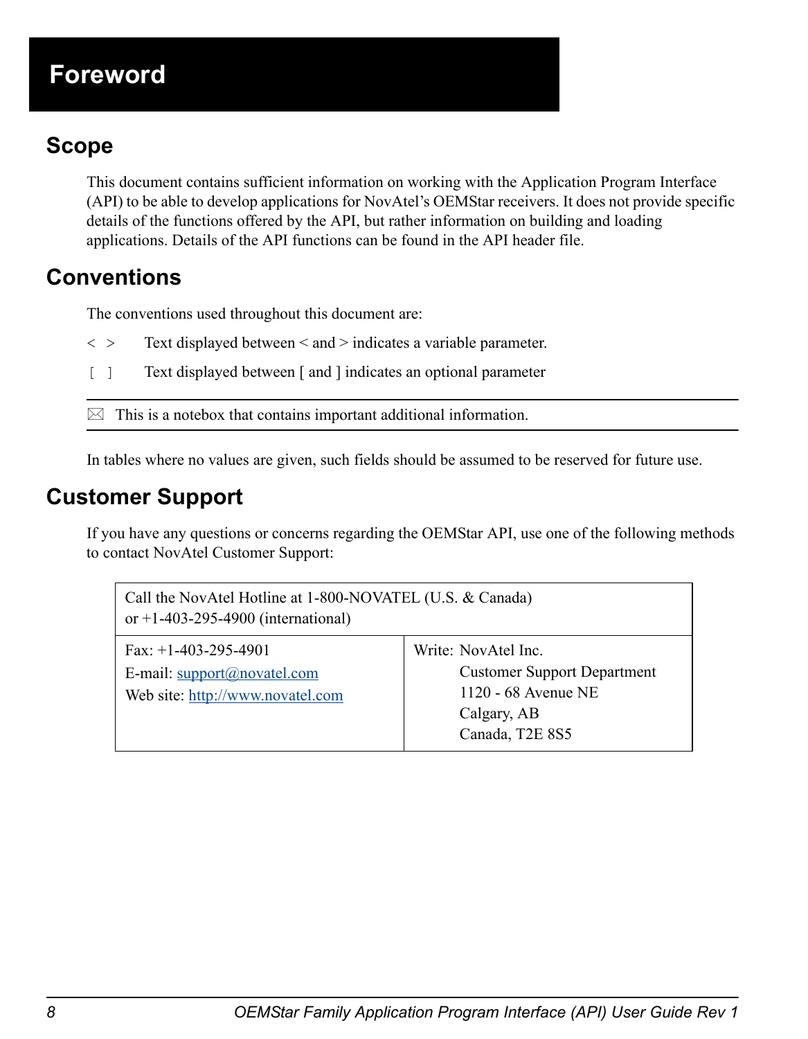# Foreword

## Scope

This document contains sufficient information on working with the Application Program Interface (API) to be able to develop applications for NovAtel's OEMStar receivers. It does not provide specific details of the functions offered by the API, but rather information on building and loading applications. Details of the API functions can be found in the API header file.

## Conventions

The conventions used throughout this document are:

< > Text displayed between < and > indicates a variable parameter.

[ ] Text displayed between [ and ] indicates an optional parameter

---

✉ This is a notebox that contains important additional information.

---

In tables where no values are given, such fields should be assumed to be reserved for future use.

## Customer Support

If you have any questions or concerns regarding the OEMStar API, use one of the following methods to contact NovAtel Customer Support:

| Call the NovAtel Hotline at 1-800-NOVATEL (U.S. & Canada)<br>or +1-403-295-4900 (international) | |
|---|---|
| Fax: +1-403-295-4901<br>E-mail: support@novatel.com<br>Web site: http://www.novatel.com | Write: NovAtel Inc.<br>Customer Support Department<br>1120 - 68 Avenue NE<br>Calgary, AB<br>Canada, T2E 8S5 |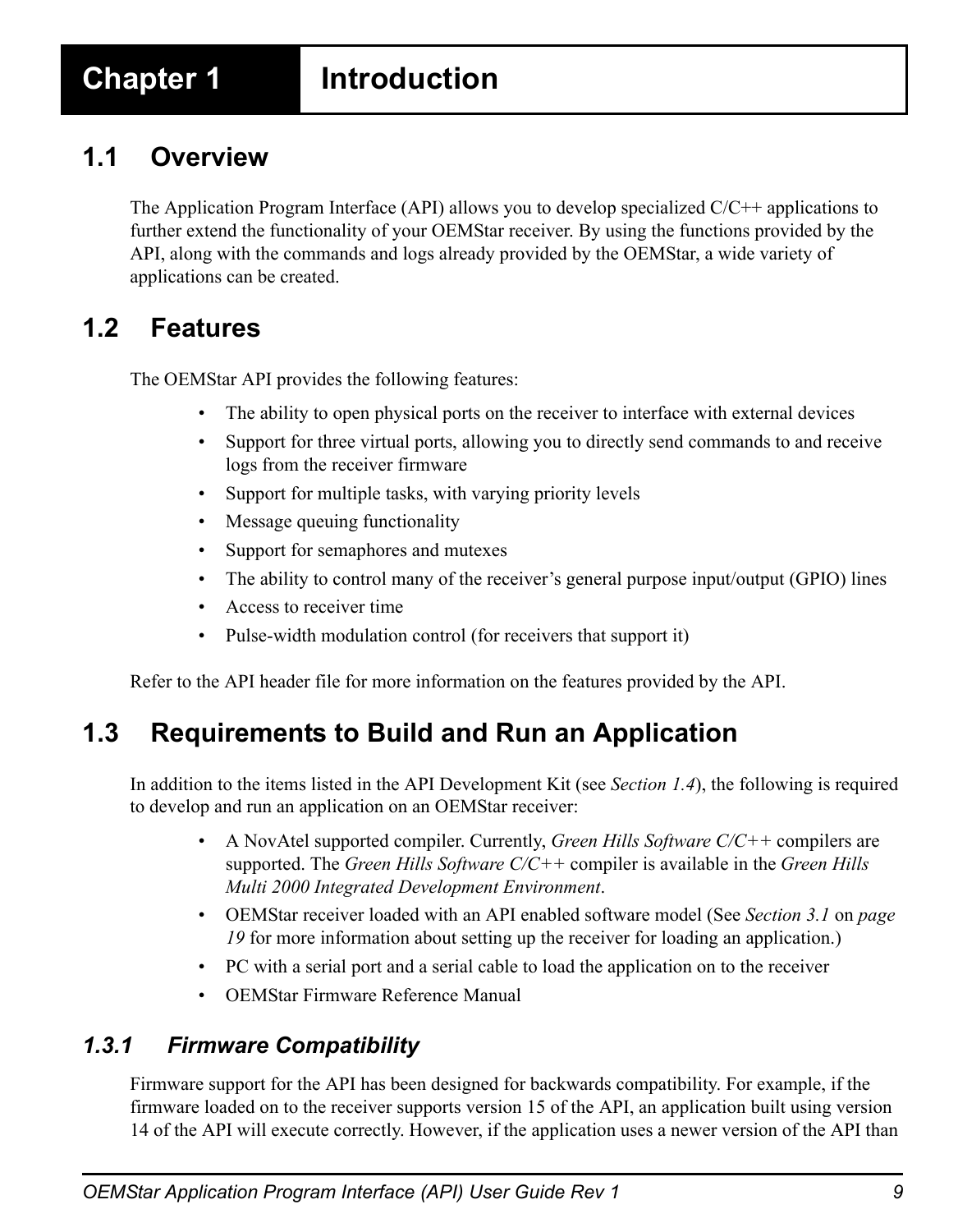# Chapter 1 Introduction

## 1.1 Overview

The Application Program Interface (API) allows you to develop specialized C/C++ applications to further extend the functionality of your OEMStar receiver. By using the functions provided by the API, along with the commands and logs already provided by the OEMStar, a wide variety of applications can be created.

## 1.2 Features

The OEMStar API provides the following features:

- The ability to open physical ports on the receiver to interface with external devices
- Support for three virtual ports, allowing you to directly send commands to and receive logs from the receiver firmware
- Support for multiple tasks, with varying priority levels
- Message queuing functionality
- Support for semaphores and mutexes
- The ability to control many of the receiver's general purpose input/output (GPIO) lines
- Access to receiver time
- Pulse-width modulation control (for receivers that support it)

Refer to the API header file for more information on the features provided by the API.

## 1.3 Requirements to Build and Run an Application

In addition to the items listed in the API Development Kit (see *Section 1.4*), the following is required to develop and run an application on an OEMStar receiver:

- A NovAtel supported compiler. Currently, *Green Hills Software C/C++* compilers are supported. The *Green Hills Software C/C++* compiler is available in the *Green Hills Multi 2000 Integrated Development Environment*.
- OEMStar receiver loaded with an API enabled software model (See *Section 3.1* on *page 19* for more information about setting up the receiver for loading an application.)
- PC with a serial port and a serial cable to load the application on to the receiver
- OEMStar Firmware Reference Manual

### *1.3.1 Firmware Compatibility*

Firmware support for the API has been designed for backwards compatibility. For example, if the firmware loaded on to the receiver supports version 15 of the API, an application built using version 14 of the API will execute correctly. However, if the application uses a newer version of the API than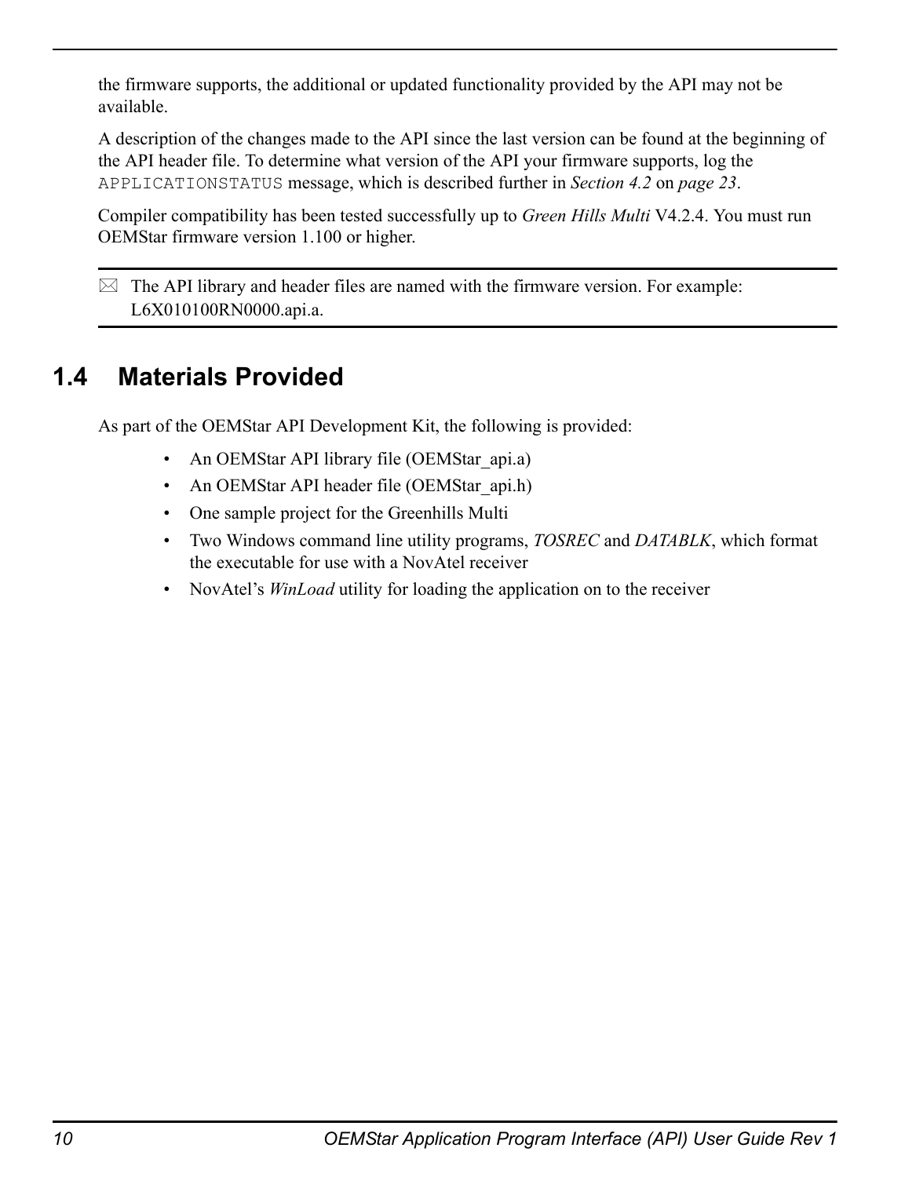the firmware supports, the additional or updated functionality provided by the API may not be available.

A description of the changes made to the API since the last version can be found at the beginning of the API header file. To determine what version of the API your firmware supports, log the `APPLICATIONSTATUS` message, which is described further in *Section 4.2* on *page 23*.

Compiler compatibility has been tested successfully up to *Green Hills Multi* V4.2.4. You must run OEMStar firmware version 1.100 or higher.

> ☒ The API library and header files are named with the firmware version. For example: L6X010100RN0000.api.a.

## 1.4 Materials Provided

As part of the OEMStar API Development Kit, the following is provided:

- An OEMStar API library file (OEMStar_api.a)
- An OEMStar API header file (OEMStar_api.h)
- One sample project for the Greenhills Multi
- Two Windows command line utility programs, *TOSREC* and *DATABLK*, which format the executable for use with a NovAtel receiver
- NovAtel's *WinLoad* utility for loading the application on to the receiver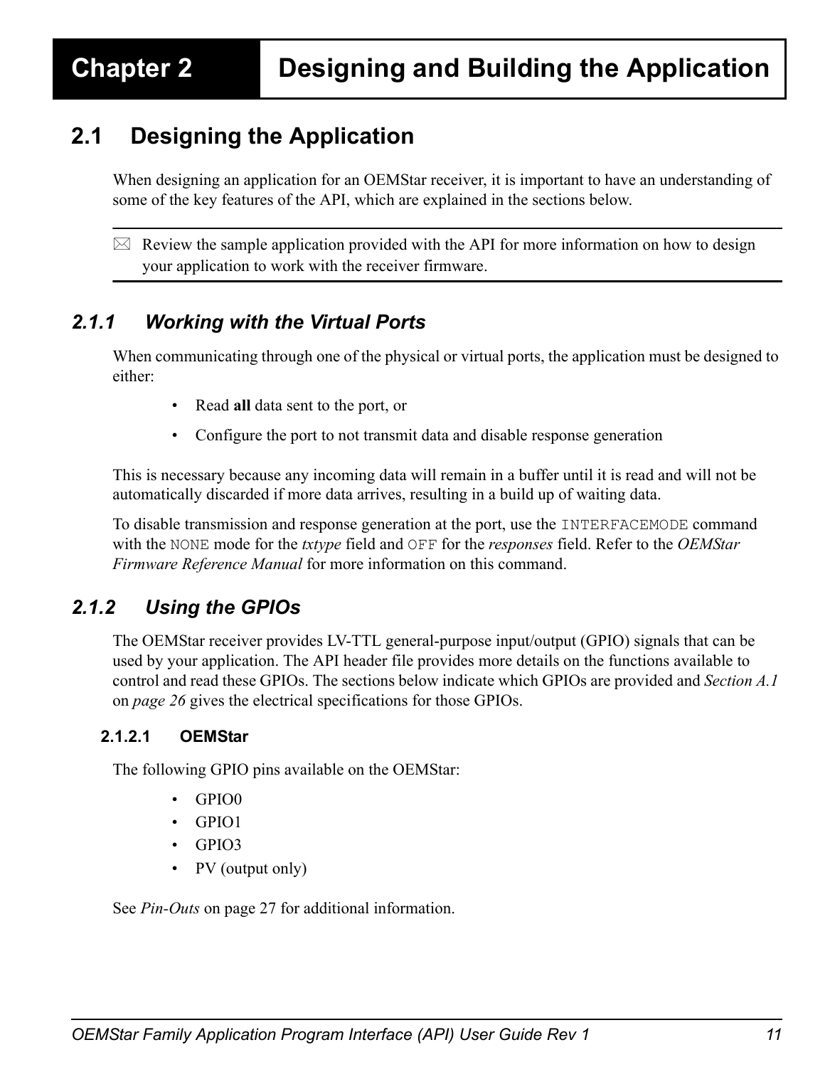# Chapter 2 Designing and Building the Application

## 2.1 Designing the Application

When designing an application for an OEMStar receiver, it is important to have an understanding of some of the key features of the API, which are explained in the sections below.

> ✉ Review the sample application provided with the API for more information on how to design your application to work with the receiver firmware.

### *2.1.1 Working with the Virtual Ports*

When communicating through one of the physical or virtual ports, the application must be designed to either:

- Read **all** data sent to the port, or
- Configure the port to not transmit data and disable response generation

This is necessary because any incoming data will remain in a buffer until it is read and will not be automatically discarded if more data arrives, resulting in a build up of waiting data.

To disable transmission and response generation at the port, use the `INTERFACEMODE` command with the `NONE` mode for the *txtype* field and `OFF` for the *responses* field. Refer to the *OEMStar Firmware Reference Manual* for more information on this command.

### *2.1.2 Using the GPIOs*

The OEMStar receiver provides LV-TTL general-purpose input/output (GPIO) signals that can be used by your application. The API header file provides more details on the functions available to control and read these GPIOs. The sections below indicate which GPIOs are provided and *Section A.1* on *page 26* gives the electrical specifications for those GPIOs.

#### 2.1.2.1 OEMStar

The following GPIO pins available on the OEMStar:

- GPIO0
- GPIO1
- GPIO3
- PV (output only)

See *Pin-Outs* on page 27 for additional information.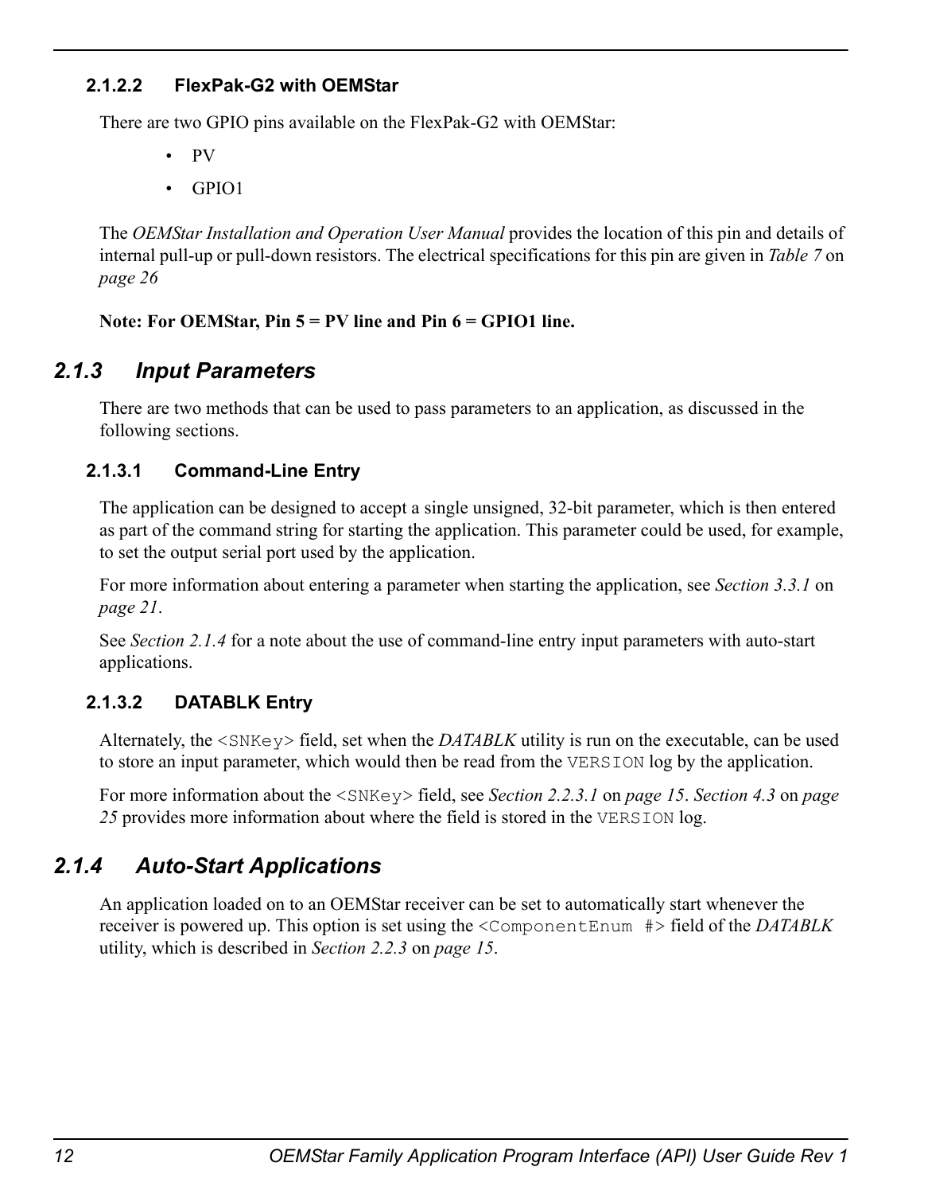#### 2.1.2.2 FlexPak-G2 with OEMStar

There are two GPIO pins available on the FlexPak-G2 with OEMStar:

- PV
- GPIO1

The *OEMStar Installation and Operation User Manual* provides the location of this pin and details of internal pull-up or pull-down resistors. The electrical specifications for this pin are given in *Table 7* on *page 26*

**Note: For OEMStar, Pin 5 = PV line and Pin 6 = GPIO1 line.**

### *2.1.3 Input Parameters*

There are two methods that can be used to pass parameters to an application, as discussed in the following sections.

#### 2.1.3.1 Command-Line Entry

The application can be designed to accept a single unsigned, 32-bit parameter, which is then entered as part of the command string for starting the application. This parameter could be used, for example, to set the output serial port used by the application.

For more information about entering a parameter when starting the application, see *Section 3.3.1* on *page 21*.

See *Section 2.1.4* for a note about the use of command-line entry input parameters with auto-start applications.

#### 2.1.3.2 DATABLK Entry

Alternately, the `<SNKey>` field, set when the *DATABLK* utility is run on the executable, can be used to store an input parameter, which would then be read from the `VERSION` log by the application.

For more information about the `<SNKey>` field, see *Section 2.2.3.1* on *page 15*. *Section 4.3* on *page 25* provides more information about where the field is stored in the `VERSION` log.

### *2.1.4 Auto-Start Applications*

An application loaded on to an OEMStar receiver can be set to automatically start whenever the receiver is powered up. This option is set using the `<ComponentEnum #>` field of the *DATABLK* utility, which is described in *Section 2.2.3* on *page 15*.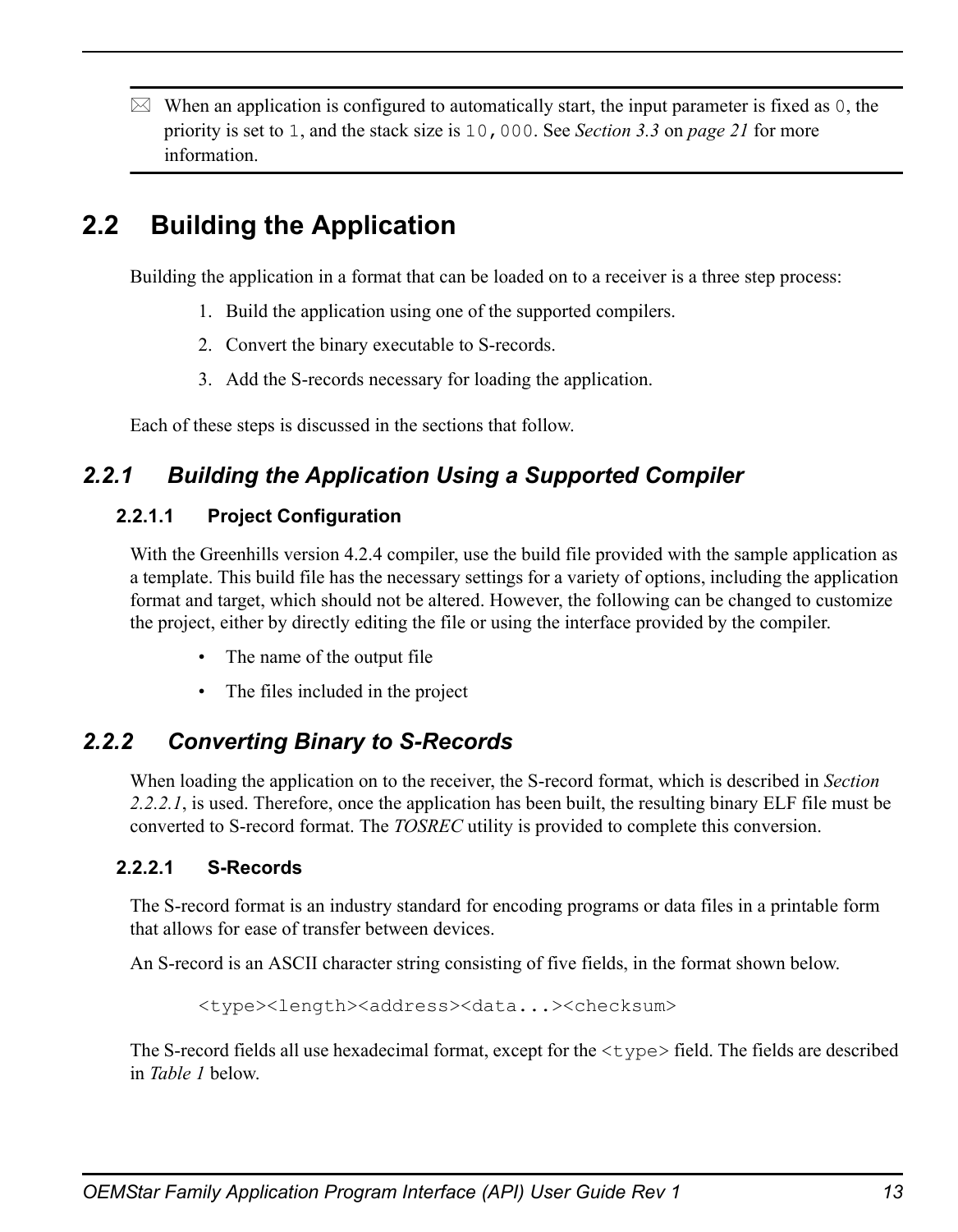> When an application is configured to automatically start, the input parameter is fixed as `0`, the priority is set to `1`, and the stack size is `10,000`. See *Section 3.3* on *page 21* for more information.

## 2.2 Building the Application

Building the application in a format that can be loaded on to a receiver is a three step process:

1. Build the application using one of the supported compilers.
2. Convert the binary executable to S-records.
3. Add the S-records necessary for loading the application.

Each of these steps is discussed in the sections that follow.

### 2.2.1 Building the Application Using a Supported Compiler

#### 2.2.1.1 Project Configuration

With the Greenhills version 4.2.4 compiler, use the build file provided with the sample application as a template. This build file has the necessary settings for a variety of options, including the application format and target, which should not be altered. However, the following can be changed to customize the project, either by directly editing the file or using the interface provided by the compiler.

- The name of the output file
- The files included in the project

### 2.2.2 Converting Binary to S-Records

When loading the application on to the receiver, the S-record format, which is described in *Section 2.2.2.1*, is used. Therefore, once the application has been built, the resulting binary ELF file must be converted to S-record format. The *TOSREC* utility is provided to complete this conversion.

#### 2.2.2.1 S-Records

The S-record format is an industry standard for encoding programs or data files in a printable form that allows for ease of transfer between devices.

An S-record is an ASCII character string consisting of five fields, in the format shown below.

```
<type><length><address><data...><checksum>
```

The S-record fields all use hexadecimal format, except for the `<type>` field. The fields are described in *Table 1* below.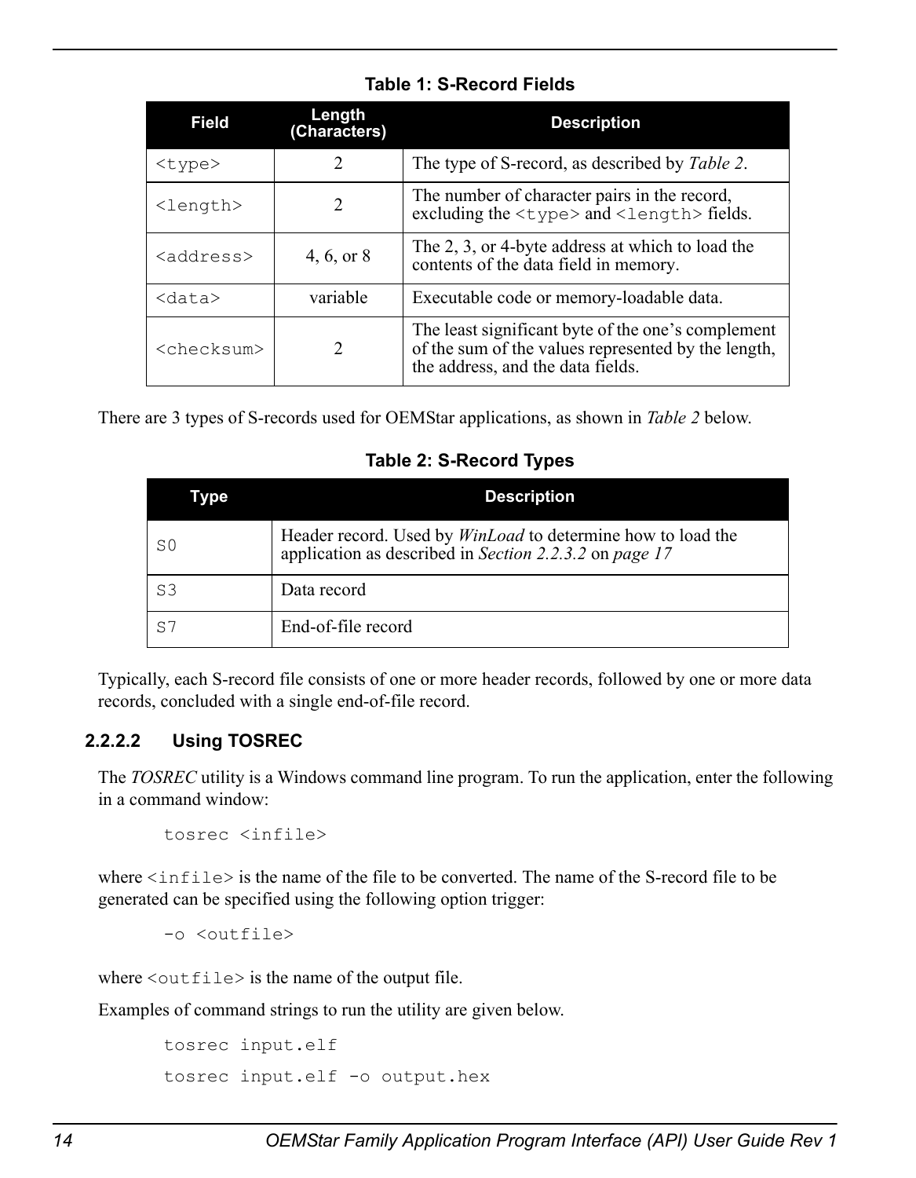**Table 1: S-Record Fields**

| Field | Length (Characters) | Description |
| --- | --- | --- |
| `<type>` | 2 | The type of S-record, as described by *Table 2*. |
| `<length>` | 2 | The number of character pairs in the record, excluding the `<type>` and `<length>` fields. |
| `<address>` | 4, 6, or 8 | The 2, 3, or 4-byte address at which to load the contents of the data field in memory. |
| `<data>` | variable | Executable code or memory-loadable data. |
| `<checksum>` | 2 | The least significant byte of the one's complement of the sum of the values represented by the length, the address, and the data fields. |

There are 3 types of S-records used for OEMStar applications, as shown in *Table 2* below.

**Table 2: S-Record Types**

| Type | Description |
| --- | --- |
| `S0` | Header record. Used by *WinLoad* to determine how to load the application as described in *Section 2.2.3.2* on *page 17* |
| `S3` | Data record |
| `S7` | End-of-file record |

Typically, each S-record file consists of one or more header records, followed by one or more data records, concluded with a single end-of-file record.

#### 2.2.2.2 Using TOSREC

The *TOSREC* utility is a Windows command line program. To run the application, enter the following in a command window:

```
tosrec <infile>
```

where `<infile>` is the name of the file to be converted. The name of the S-record file to be generated can be specified using the following option trigger:

```
-o <outfile>
```

where `<outfile>` is the name of the output file.

Examples of command strings to run the utility are given below.

```
tosrec input.elf
tosrec input.elf -o output.hex
```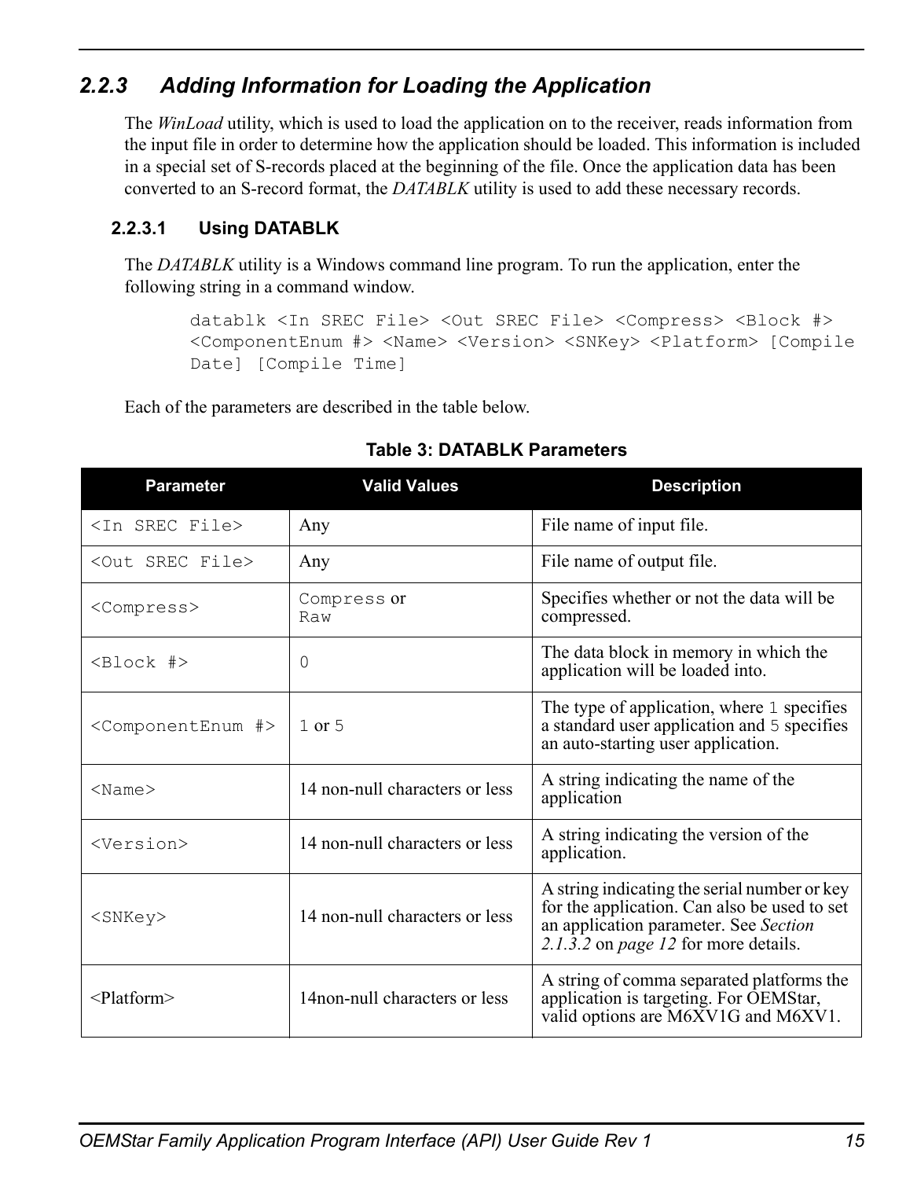### 2.2.3 Adding Information for Loading the Application

The *WinLoad* utility, which is used to load the application on to the receiver, reads information from the input file in order to determine how the application should be loaded. This information is included in a special set of S-records placed at the beginning of the file. Once the application data has been converted to an S-record format, the *DATABLK* utility is used to add these necessary records.

#### 2.2.3.1 Using DATABLK

The *DATABLK* utility is a Windows command line program. To run the application, enter the following string in a command window.

```
datablk <In SREC File> <Out SREC File> <Compress> <Block #>
<ComponentEnum #> <Name> <Version> <SNKey> <Platform> [Compile
Date] [Compile Time]
```

Each of the parameters are described in the table below.

**Table 3: DATABLK Parameters**

| Parameter | Valid Values | Description |
|---|---|---|
| `<In SREC File>` | Any | File name of input file. |
| `<Out SREC File>` | Any | File name of output file. |
| `<Compress>` | `Compress` or `Raw` | Specifies whether or not the data will be compressed. |
| `<Block #>` | `0` | The data block in memory in which the application will be loaded into. |
| `<ComponentEnum #>` | `1` or `5` | The type of application, where `1` specifies a standard user application and `5` specifies an auto-starting user application. |
| `<Name>` | 14 non-null characters or less | A string indicating the name of the application |
| `<Version>` | 14 non-null characters or less | A string indicating the version of the application. |
| `<SNKey>` | 14 non-null characters or less | A string indicating the serial number or key for the application. Can also be used to set an application parameter. See *Section 2.1.3.2* on *page 12* for more details. |
| <Platform> | 14non-null characters or less | A string of comma separated platforms the application is targeting. For OEMStar, valid options are M6XV1G and M6XV1. |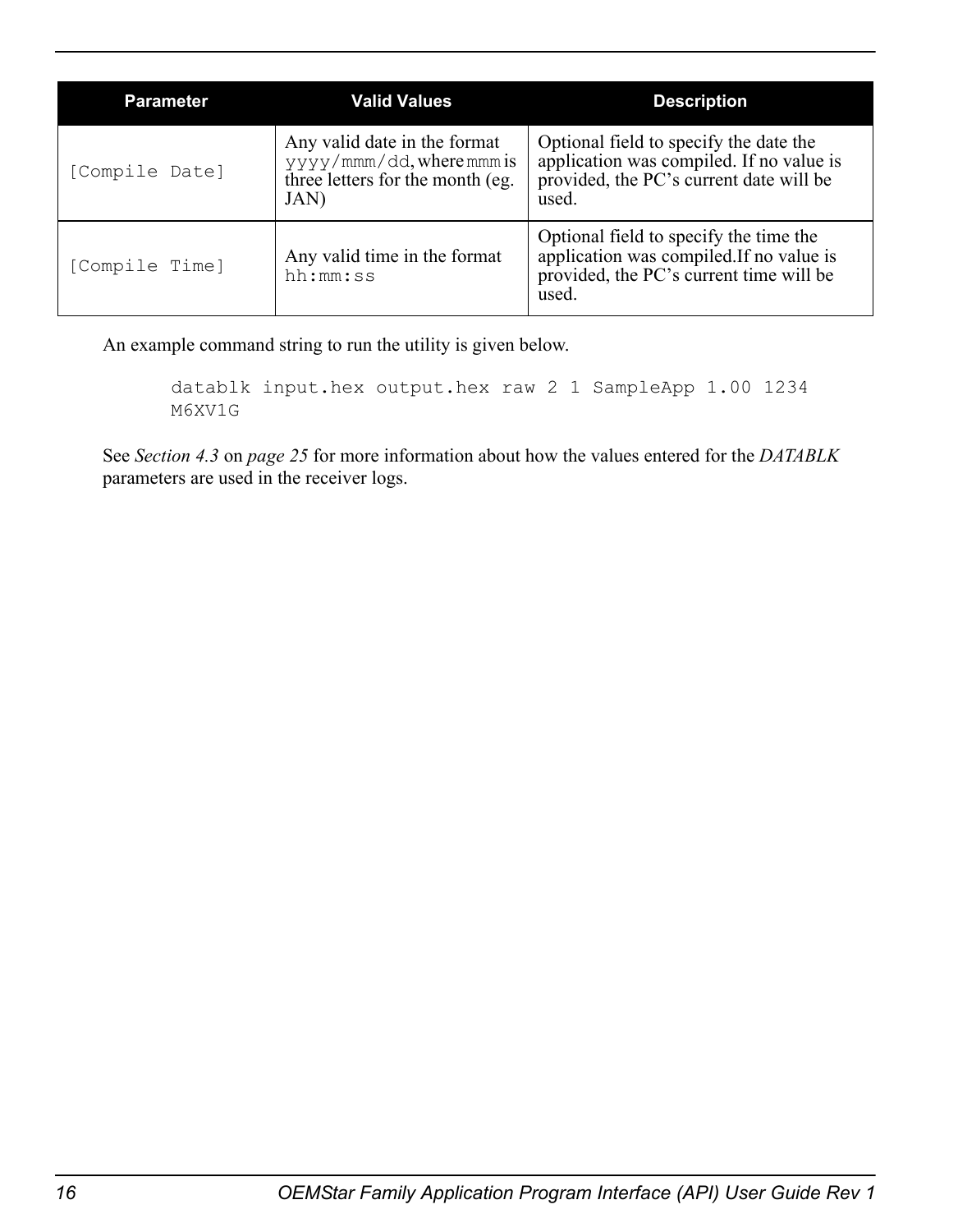| Parameter | Valid Values | Description |
| --- | --- | --- |
| [Compile Date] | Any valid date in the format yyyy/mmm/dd, where mmm is three letters for the month (eg. JAN) | Optional field to specify the date the application was compiled. If no value is provided, the PC's current date will be used. |
| [Compile Time] | Any valid time in the format hh:mm:ss | Optional field to specify the time the application was compiled.If no value is provided, the PC's current time will be used. |

An example command string to run the utility is given below.

```
datablk input.hex output.hex raw 2 1 SampleApp 1.00 1234
M6XV1G
```

See *Section 4.3* on *page 25* for more information about how the values entered for the *DATABLK* parameters are used in the receiver logs.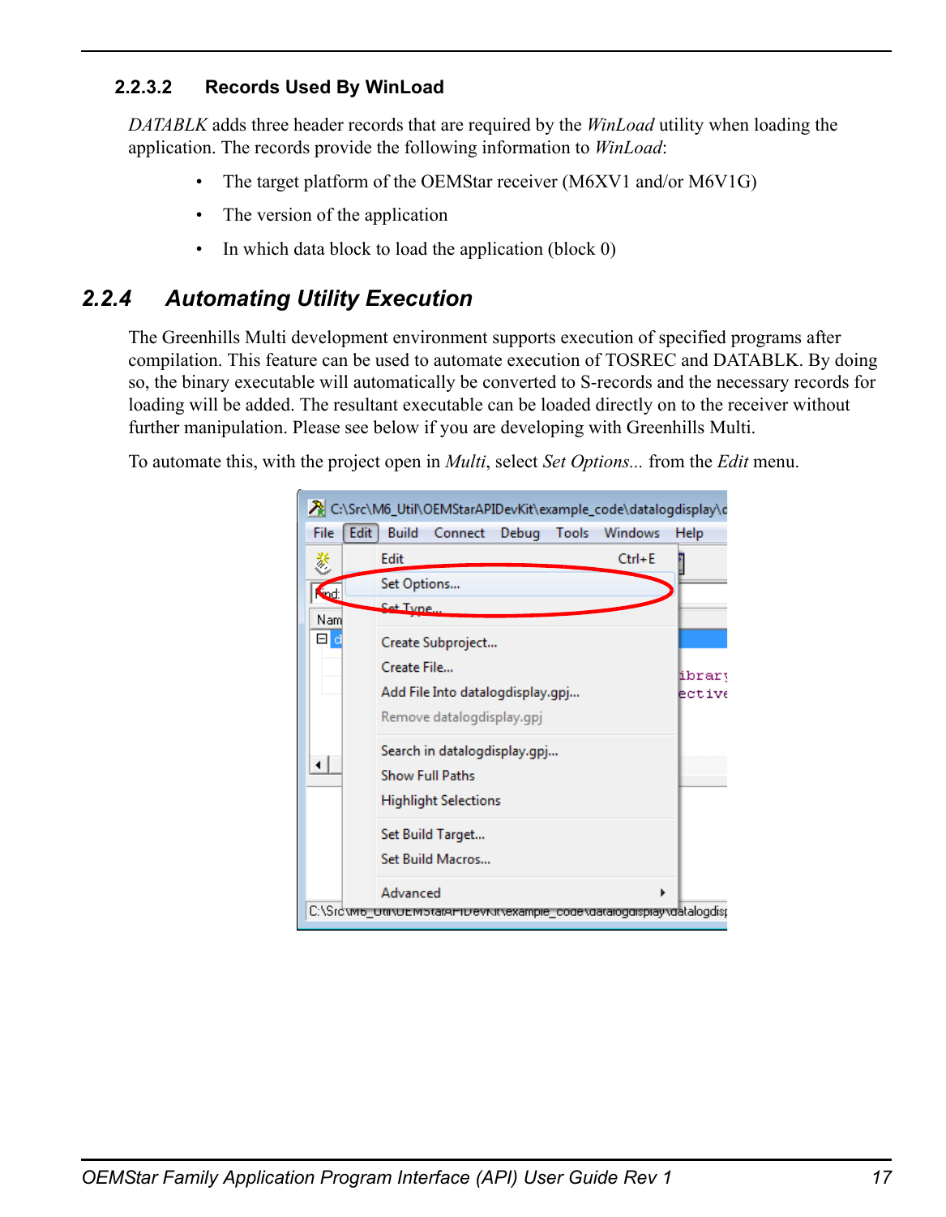#### 2.2.3.2 Records Used By WinLoad

*DATABLK* adds three header records that are required by the *WinLoad* utility when loading the application. The records provide the following information to *WinLoad*:

- The target platform of the OEMStar receiver (M6XV1 and/or M6V1G)
- The version of the application
- In which data block to load the application (block 0)

### 2.2.4 Automating Utility Execution

The Greenhills Multi development environment supports execution of specified programs after compilation. This feature can be used to automate execution of TOSREC and DATABLK. By doing so, the binary executable will automatically be converted to S-records and the necessary records for loading will be added. The resultant executable can be loaded directly on to the receiver without further manipulation. Please see below if you are developing with Greenhills Multi.

To automate this, with the project open in *Multi*, select *Set Options...* from the *Edit* menu.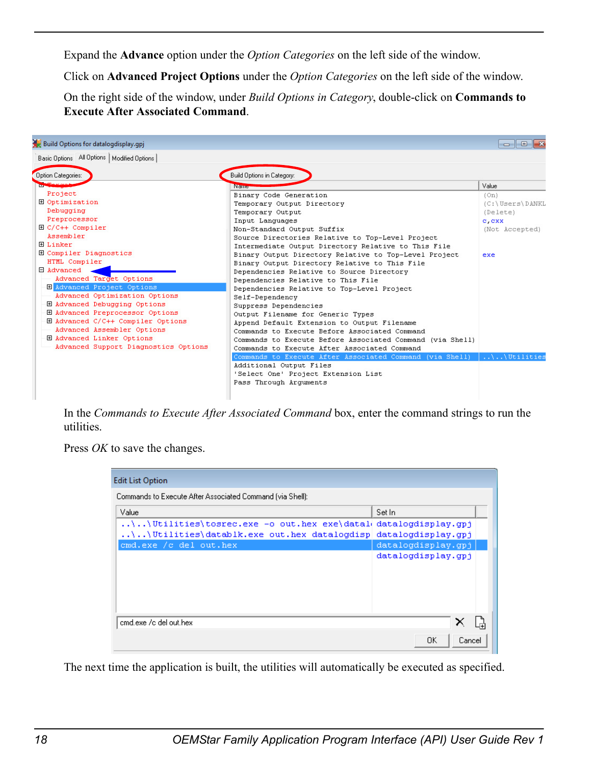Expand the **Advance** option under the *Option Categories* on the left side of the window.

Click on **Advanced Project Options** under the *Option Categories* on the left side of the window.

On the right side of the window, under *Build Options in Category*, double-click on **Commands to Execute After Associated Command**.

In the *Commands to Execute After Associated Command* box, enter the command strings to run the utilities.

Press *OK* to save the changes.

The next time the application is built, the utilities will automatically be executed as specified.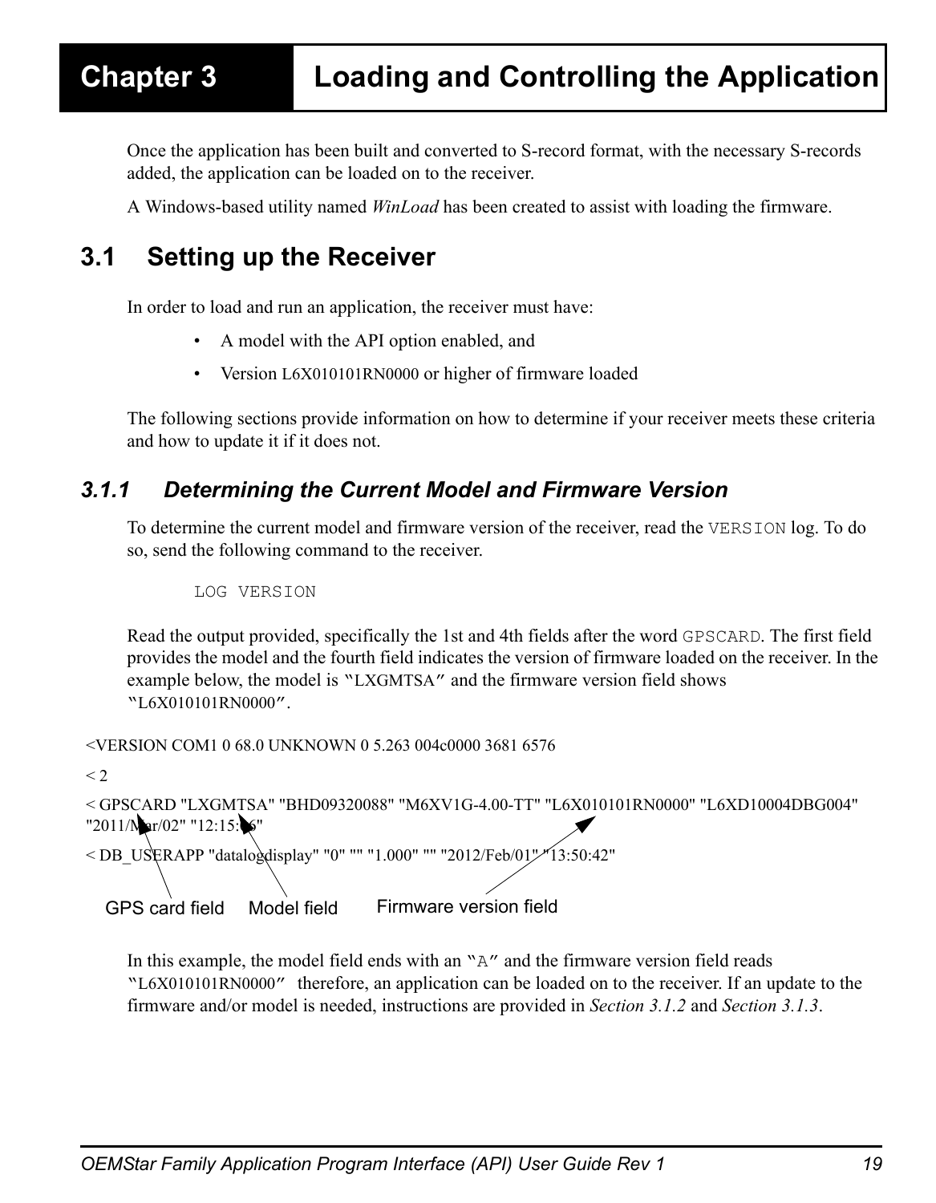# Chapter 3 Loading and Controlling the Application

Once the application has been built and converted to S-record format, with the necessary S-records added, the application can be loaded on to the receiver.

A Windows-based utility named *WinLoad* has been created to assist with loading the firmware.

## 3.1 Setting up the Receiver

In order to load and run an application, the receiver must have:

- A model with the API option enabled, and
- Version L6X010101RN0000 or higher of firmware loaded

The following sections provide information on how to determine if your receiver meets these criteria and how to update it if it does not.

### 3.1.1 Determining the Current Model and Firmware Version

To determine the current model and firmware version of the receiver, read the `VERSION` log. To do so, send the following command to the receiver.

```
LOG VERSION
```

Read the output provided, specifically the 1st and 4th fields after the word `GPSCARD`. The first field provides the model and the fourth field indicates the version of firmware loaded on the receiver. In the example below, the model is "LXGMTSA" and the firmware version field shows "L6X010101RN0000".

```
<VERSION COM1 0 68.0 UNKNOWN 0 5.263 004c0000 3681 6576
< 2
< GPSCARD "LXGMTSA" "BHD09320088" "M6XV1G-4.00-TT" "L6X010101RN0000" "L6XD10004DBG004"
"2011/Mar/02" "12:15:06"
< DB_USERAPP "datalogdisplay" "0" "" "1.000" "" "2012/Feb/01" "13:50:42"
```

GPS card field Model field Firmware version field

In this example, the model field ends with an "A" and the firmware version field reads "L6X010101RN0000" therefore, an application can be loaded on to the receiver. If an update to the firmware and/or model is needed, instructions are provided in *Section 3.1.2* and *Section 3.1.3*.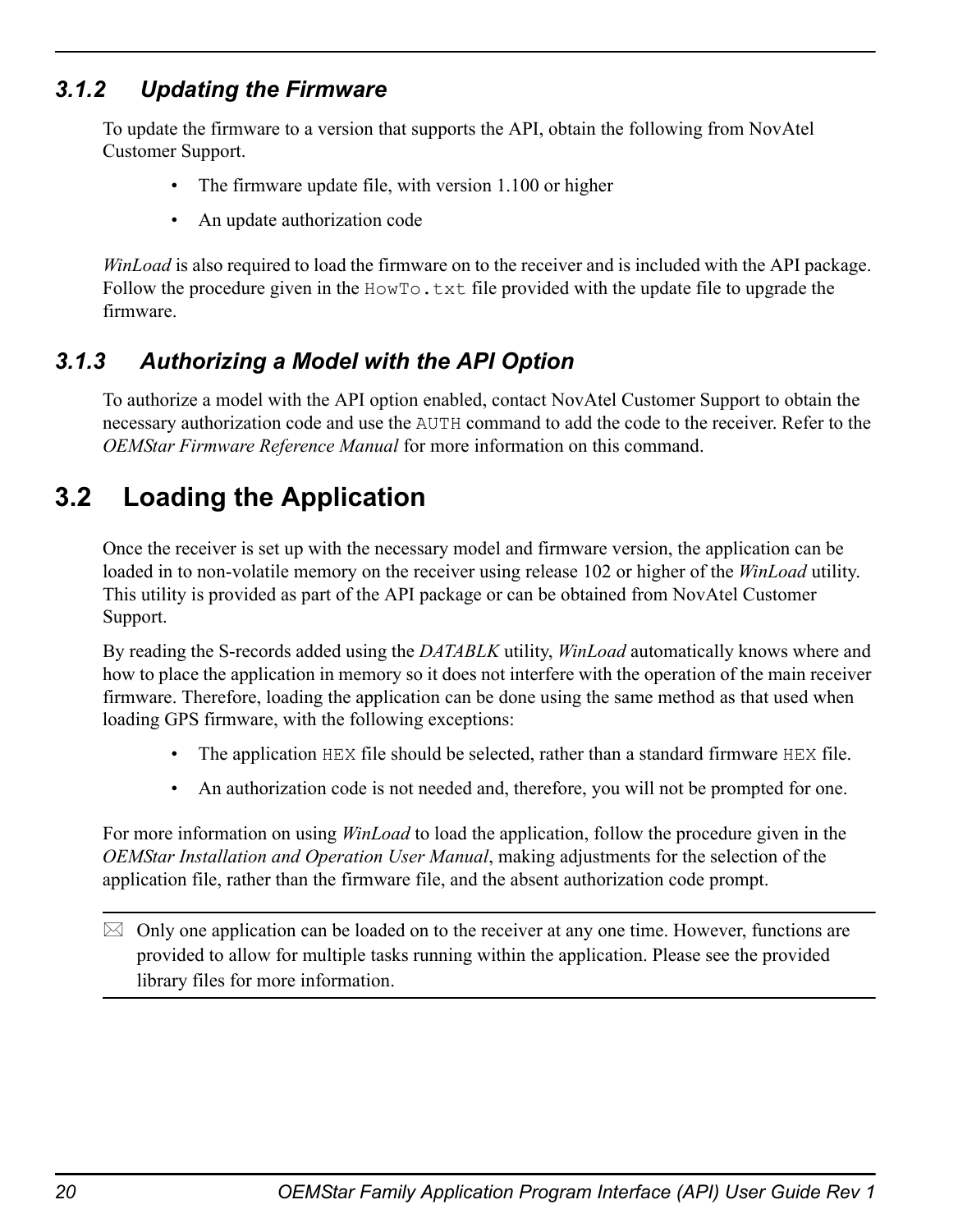### 3.1.2 Updating the Firmware

To update the firmware to a version that supports the API, obtain the following from NovAtel Customer Support.

- The firmware update file, with version 1.100 or higher
- An update authorization code

*WinLoad* is also required to load the firmware on to the receiver and is included with the API package. Follow the procedure given in the `HowTo.txt` file provided with the update file to upgrade the firmware.

### 3.1.3 Authorizing a Model with the API Option

To authorize a model with the API option enabled, contact NovAtel Customer Support to obtain the necessary authorization code and use the `AUTH` command to add the code to the receiver. Refer to the *OEMStar Firmware Reference Manual* for more information on this command.

## 3.2 Loading the Application

Once the receiver is set up with the necessary model and firmware version, the application can be loaded in to non-volatile memory on the receiver using release 102 or higher of the *WinLoad* utility. This utility is provided as part of the API package or can be obtained from NovAtel Customer Support.

By reading the S-records added using the *DATABLK* utility, *WinLoad* automatically knows where and how to place the application in memory so it does not interfere with the operation of the main receiver firmware. Therefore, loading the application can be done using the same method as that used when loading GPS firmware, with the following exceptions:

- The application `HEX` file should be selected, rather than a standard firmware `HEX` file.
- An authorization code is not needed and, therefore, you will not be prompted for one.

For more information on using *WinLoad* to load the application, follow the procedure given in the *OEMStar Installation and Operation User Manual*, making adjustments for the selection of the application file, rather than the firmware file, and the absent authorization code prompt.

---

Only one application can be loaded on to the receiver at any one time. However, functions are provided to allow for multiple tasks running within the application. Please see the provided library files for more information.

---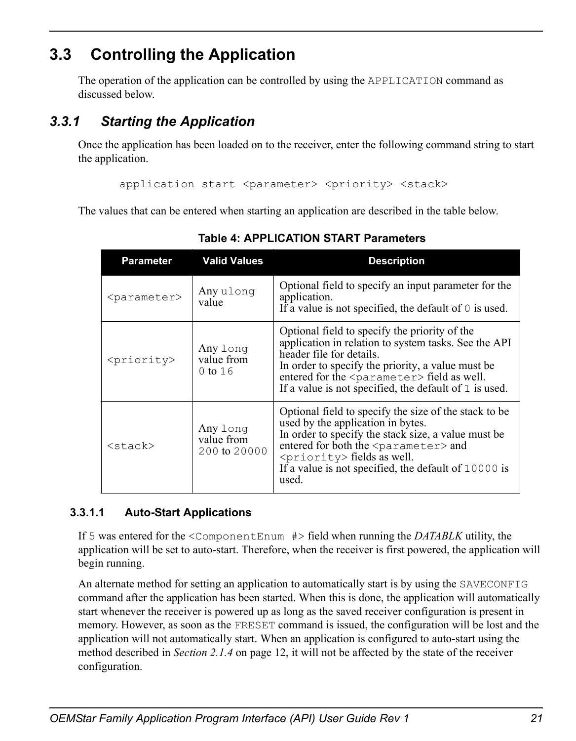## 3.3 Controlling the Application

The operation of the application can be controlled by using the `APPLICATION` command as discussed below.

### 3.3.1 Starting the Application

Once the application has been loaded on to the receiver, enter the following command string to start the application.

```
application start <parameter> <priority> <stack>
```

The values that can be entered when starting an application are described in the table below.

**Table 4: APPLICATION START Parameters**

| Parameter | Valid Values | Description |
|---|---|---|
| `<parameter>` | Any `ulong` value | Optional field to specify an input parameter for the application.<br>If a value is not specified, the default of `0` is used. |
| `<priority>` | Any `long` value from `0` to `16` | Optional field to specify the priority of the application in relation to system tasks. See the API header file for details.<br>In order to specify the priority, a value must be entered for the `<parameter>` field as well.<br>If a value is not specified, the default of `1` is used. |
| `<stack>` | Any `long` value from `200` to `20000` | Optional field to specify the size of the stack to be used by the application in bytes.<br>In order to specify the stack size, a value must be entered for both the `<parameter>` and `<priority>` fields as well.<br>If a value is not specified, the default of `10000` is used. |

#### 3.3.1.1 Auto-Start Applications

If `5` was entered for the `<ComponentEnum #>` field when running the *DATABLK* utility, the application will be set to auto-start. Therefore, when the receiver is first powered, the application will begin running.

An alternate method for setting an application to automatically start is by using the `SAVECONFIG` command after the application has been started. When this is done, the application will automatically start whenever the receiver is powered up as long as the saved receiver configuration is present in memory. However, as soon as the `FRESET` command is issued, the configuration will be lost and the application will not automatically start. When an application is configured to auto-start using the method described in *Section 2.1.4* on page 12, it will not be affected by the state of the receiver configuration.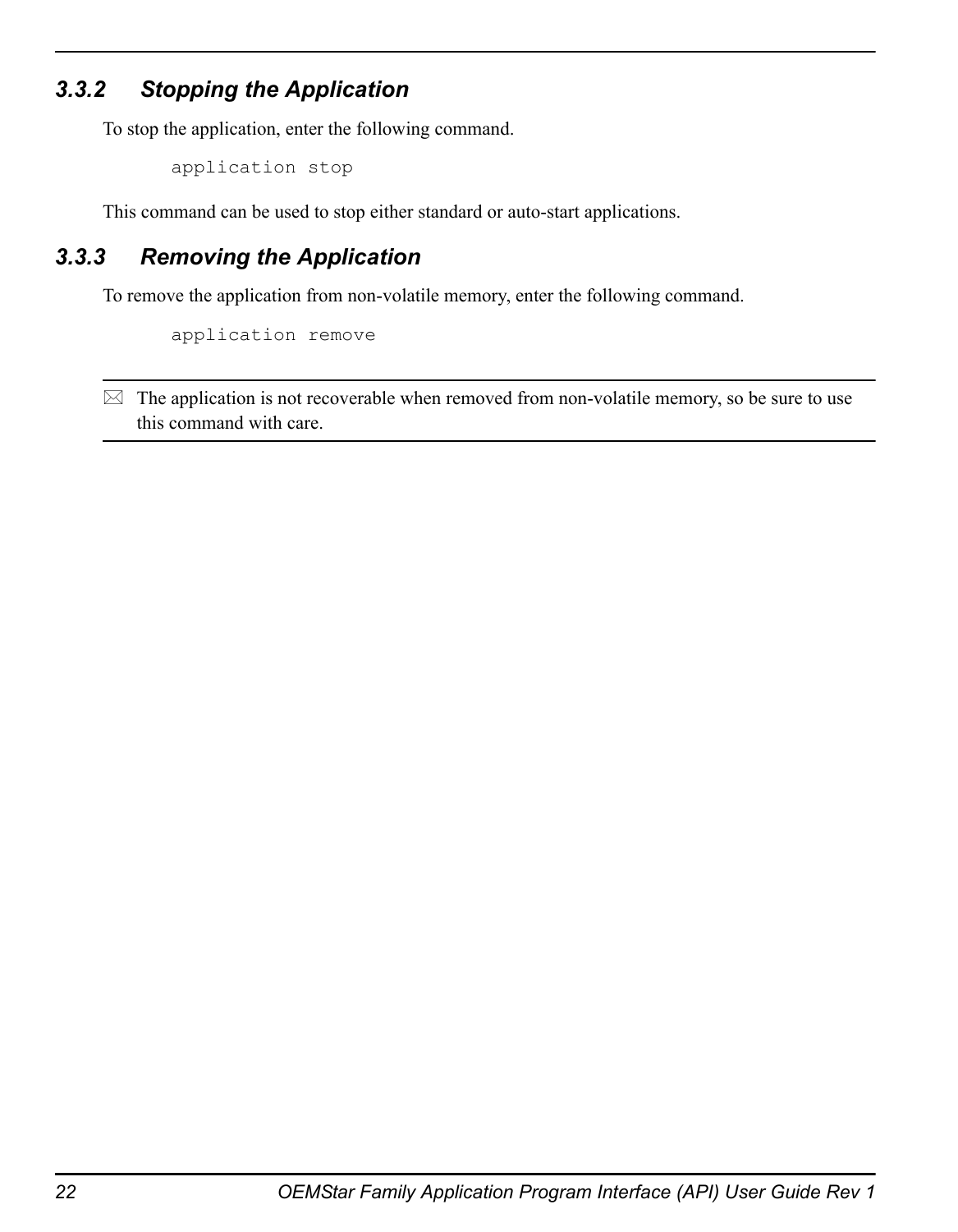### 3.3.2 Stopping the Application

To stop the application, enter the following command.

```
application stop
```

This command can be used to stop either standard or auto-start applications.

### 3.3.3 Removing the Application

To remove the application from non-volatile memory, enter the following command.

```
application remove
```

---

⌧ The application is not recoverable when removed from non-volatile memory, so be sure to use this command with care.

---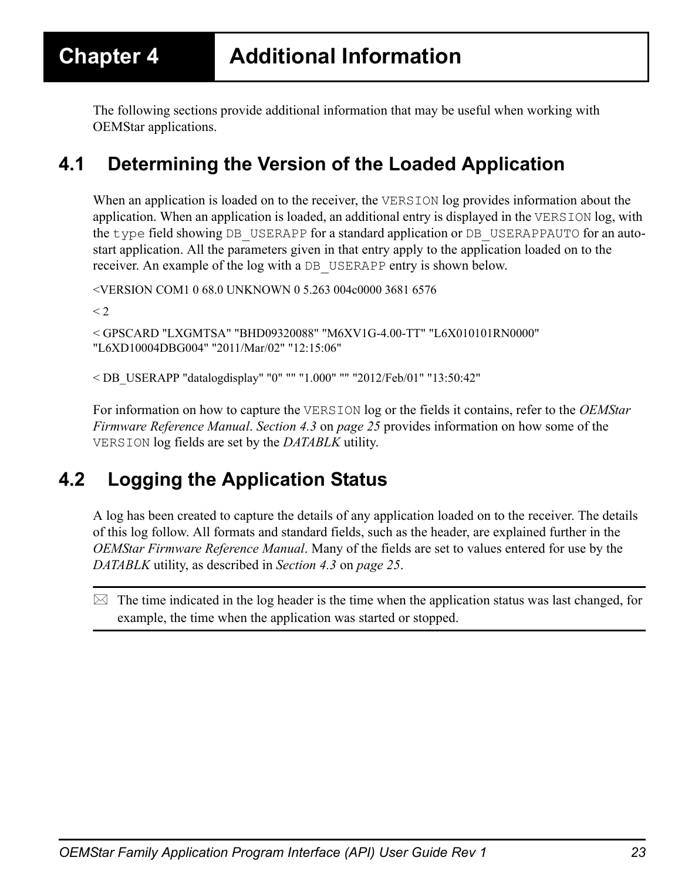# Chapter 4 Additional Information

The following sections provide additional information that may be useful when working with OEMStar applications.

## 4.1 Determining the Version of the Loaded Application

When an application is loaded on to the receiver, the `VERSION` log provides information about the application. When an application is loaded, an additional entry is displayed in the `VERSION` log, with the `type` field showing `DB_USERAPP` for a standard application or `DB_USERAPPAUTO` for an auto-start application. All the parameters given in that entry apply to the application loaded on to the receiver. An example of the log with a `DB_USERAPP` entry is shown below.

```
<VERSION COM1 0 68.0 UNKNOWN 0 5.263 004c0000 3681 6576
< 2
< GPSCARD "LXGMTSA" "BHD09320088" "M6XV1G-4.00-TT" "L6X010101RN0000" 
"L6XD10004DBG004" "2011/Mar/02" "12:15:06"
< DB_USERAPP "datalogdisplay" "0" "" "1.000" "" "2012/Feb/01" "13:50:42"
```

For information on how to capture the `VERSION` log or the fields it contains, refer to the *OEMStar Firmware Reference Manual*. *Section 4.3* on *page 25* provides information on how some of the `VERSION` log fields are set by the *DATABLK* utility.

## 4.2 Logging the Application Status

A log has been created to capture the details of any application loaded on to the receiver. The details of this log follow. All formats and standard fields, such as the header, are explained further in the *OEMStar Firmware Reference Manual*. Many of the fields are set to values entered for use by the *DATABLK* utility, as described in *Section 4.3* on *page 25*.

> The time indicated in the log header is the time when the application status was last changed, for example, the time when the application was started or stopped.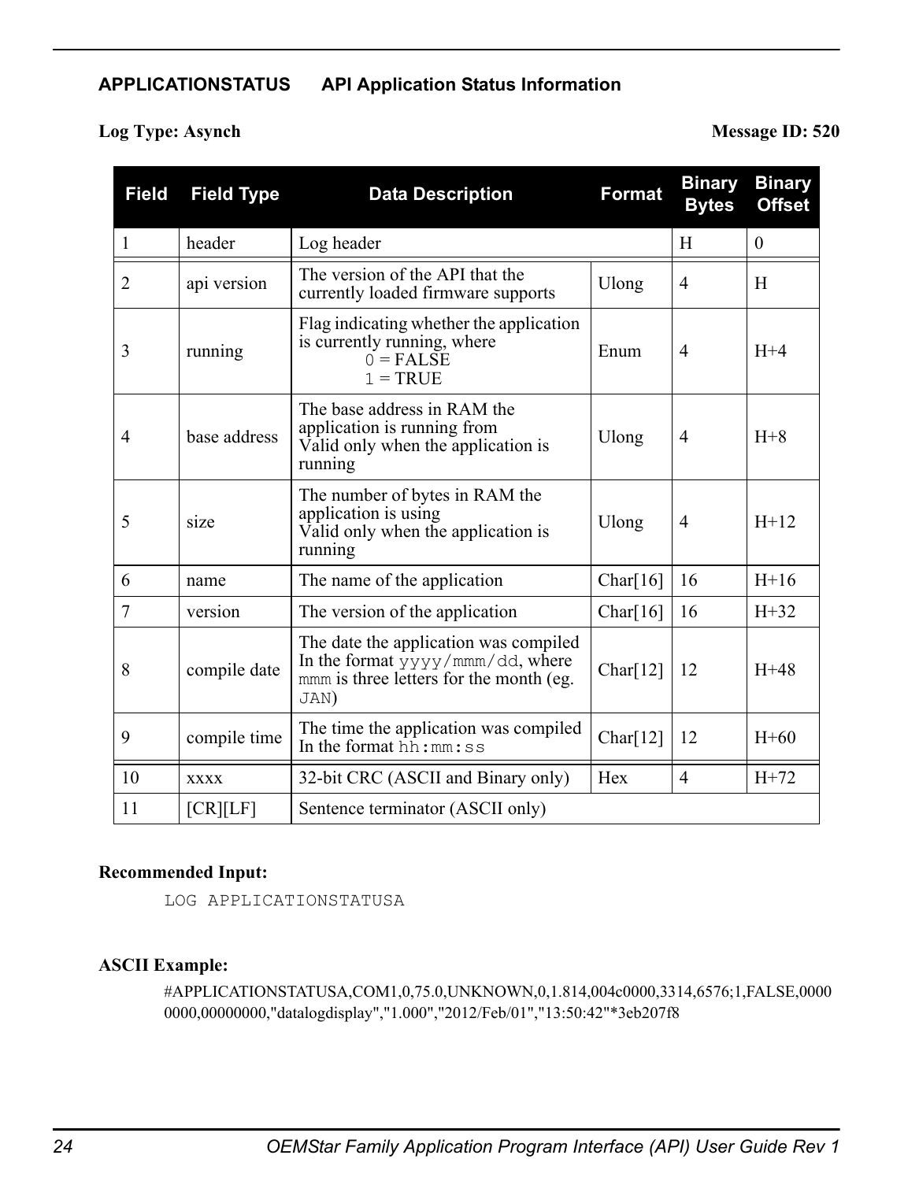## APPLICATIONSTATUS API Application Status Information

**Log Type: Asynch** **Message ID: 520**

| Field | Field Type | Data Description | Format | Binary Bytes | Binary Offset |
|---|---|---|---|---|---|
| 1 | header | Log header | | H | 0 |
| 2 | api version | The version of the API that the currently loaded firmware supports | Ulong | 4 | H |
| 3 | running | Flag indicating whether the application is currently running, where<br>0 = FALSE<br>1 = TRUE | Enum | 4 | H+4 |
| 4 | base address | The base address in RAM the application is running from<br>Valid only when the application is running | Ulong | 4 | H+8 |
| 5 | size | The number of bytes in RAM the application is using<br>Valid only when the application is running | Ulong | 4 | H+12 |
| 6 | name | The name of the application | Char[16] | 16 | H+16 |
| 7 | version | The version of the application | Char[16] | 16 | H+32 |
| 8 | compile date | The date the application was compiled<br>In the format `yyyy/mmm/dd`, where `mmm` is three letters for the month (eg. `JAN`) | Char[12] | 12 | H+48 |
| 9 | compile time | The time the application was compiled<br>In the format `hh:mm:ss` | Char[12] | 12 | H+60 |
| 10 | xxxx | 32-bit CRC (ASCII and Binary only) | Hex | 4 | H+72 |
| 11 | [CR][LF] | Sentence terminator (ASCII only) | | | |

**Recommended Input:**

```
LOG APPLICATIONSTATUSA
```

**ASCII Example:**

#APPLICATIONSTATUSA,COM1,0,75.0,UNKNOWN,0,1.814,004c0000,3314,6576;1,FALSE,00000000,00000000,"datalogdisplay","1.000","2012/Feb/01","13:50:42"*3eb207f8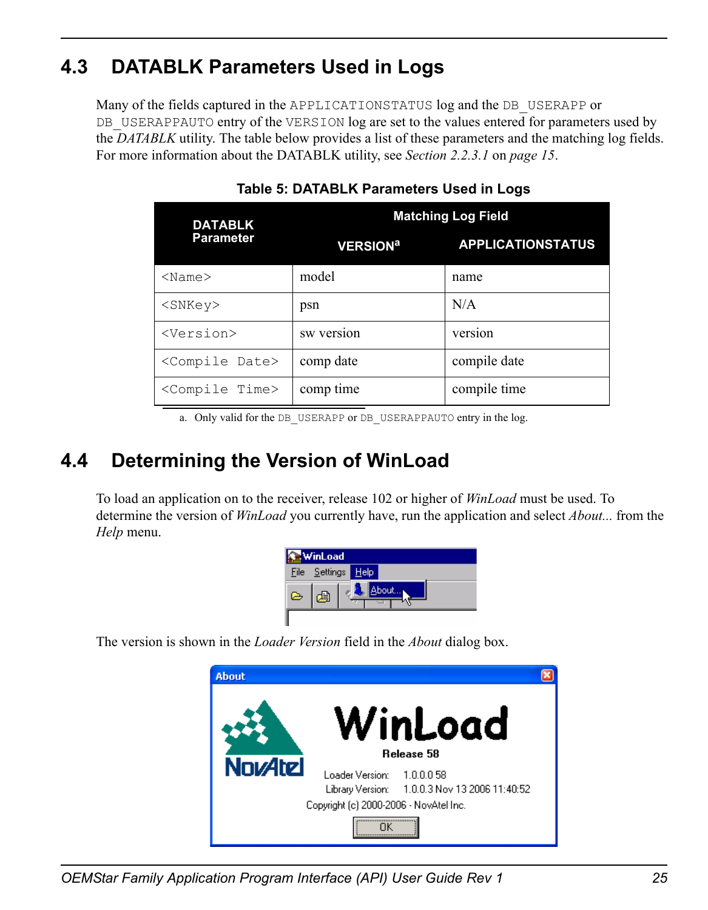## 4.3 DATABLK Parameters Used in Logs

Many of the fields captured in the APPLICATIONSTATUS log and the DB_USERAPP or DB_USERAPPAUTO entry of the VERSION log are set to the values entered for parameters used by the *DATABLK* utility. The table below provides a list of these parameters and the matching log fields. For more information about the DATABLK utility, see *Section 2.2.3.1* on *page 15*.

**Table 5: DATABLK Parameters Used in Logs**

| DATABLK Parameter | Matching Log Field | |
|---|---|---|
| | VERSION[a] | APPLICATIONSTATUS |
| <Name> | model | name |
| <SNKey> | psn | N/A |
| <Version> | sw version | version |
| <Compile Date> | comp date | compile date |
| <Compile Time> | comp time | compile time |

a. Only valid for the DB_USERAPP or DB_USERAPPAUTO entry in the log.

## 4.4 Determining the Version of WinLoad

To load an application on to the receiver, release 102 or higher of *WinLoad* must be used. To determine the version of *WinLoad* you currently have, run the application and select *About...* from the *Help* menu.

The version is shown in the *Loader Version* field in the *About* dialog box.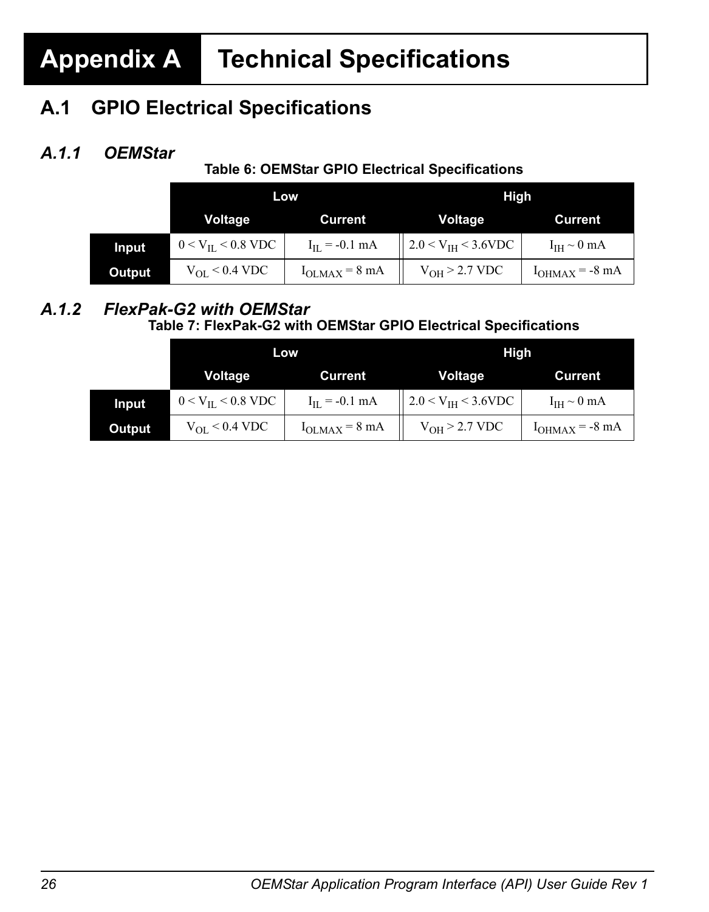# Appendix A Technical Specifications

## A.1 GPIO Electrical Specifications

### *A.1.1 OEMStar*

**Table 6: OEMStar GPIO Electrical Specifications**

| | Low | | High | |
|---|---|---|---|---|
| | Voltage | Current | Voltage | Current |
| **Input** | $0 < V_{IL} < 0.8$ VDC | $I_{IL} = -0.1$ mA | $2.0 < V_{IH} < 3.6$VDC | $I_{IH} \sim 0$ mA |
| **Output** | $V_{OL} < 0.4$ VDC | $I_{OLMAX} = 8$ mA | $V_{OH} > 2.7$ VDC | $I_{OHMAX} = -8$ mA |

### *A.1.2 FlexPak-G2 with OEMStar*

**Table 7: FlexPak-G2 with OEMStar GPIO Electrical Specifications**

| | Low | | High | |
|---|---|---|---|---|
| | Voltage | Current | Voltage | Current |
| **Input** | $0 < V_{IL} < 0.8$ VDC | $I_{IL} = -0.1$ mA | $2.0 < V_{IH} < 3.6$VDC | $I_{IH} \sim 0$ mA |
| **Output** | $V_{OL} < 0.4$ VDC | $I_{OLMAX} = 8$ mA | $V_{OH} > 2.7$ VDC | $I_{OHMAX} = -8$ mA |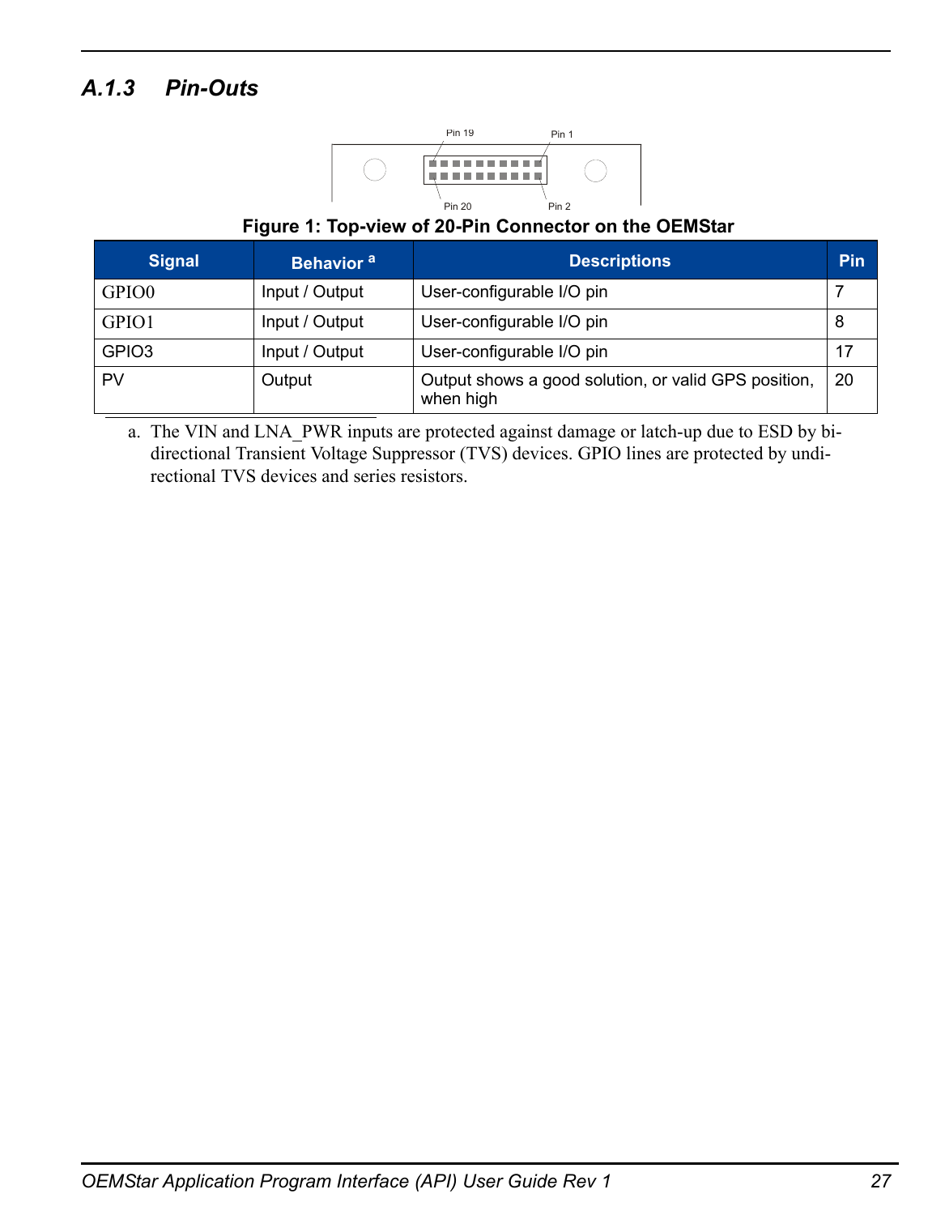### A.1.3 Pin-Outs

Pin 19 Pin 1

Pin 20 Pin 2

**Figure 1: Top-view of 20-Pin Connector on the OEMStar**

| Signal | Behavior [a] | Descriptions | Pin |
|---|---|---|---|
| GPIO0 | Input / Output | User-configurable I/O pin | 7 |
| GPIO1 | Input / Output | User-configurable I/O pin | 8 |
| GPIO3 | Input / Output | User-configurable I/O pin | 17 |
| PV | Output | Output shows a good solution, or valid GPS position, when high | 20 |

a. The VIN and LNA_PWR inputs are protected against damage or latch-up due to ESD by bi-directional Transient Voltage Suppressor (TVS) devices. GPIO lines are protected by unidirectional TVS devices and series resistors.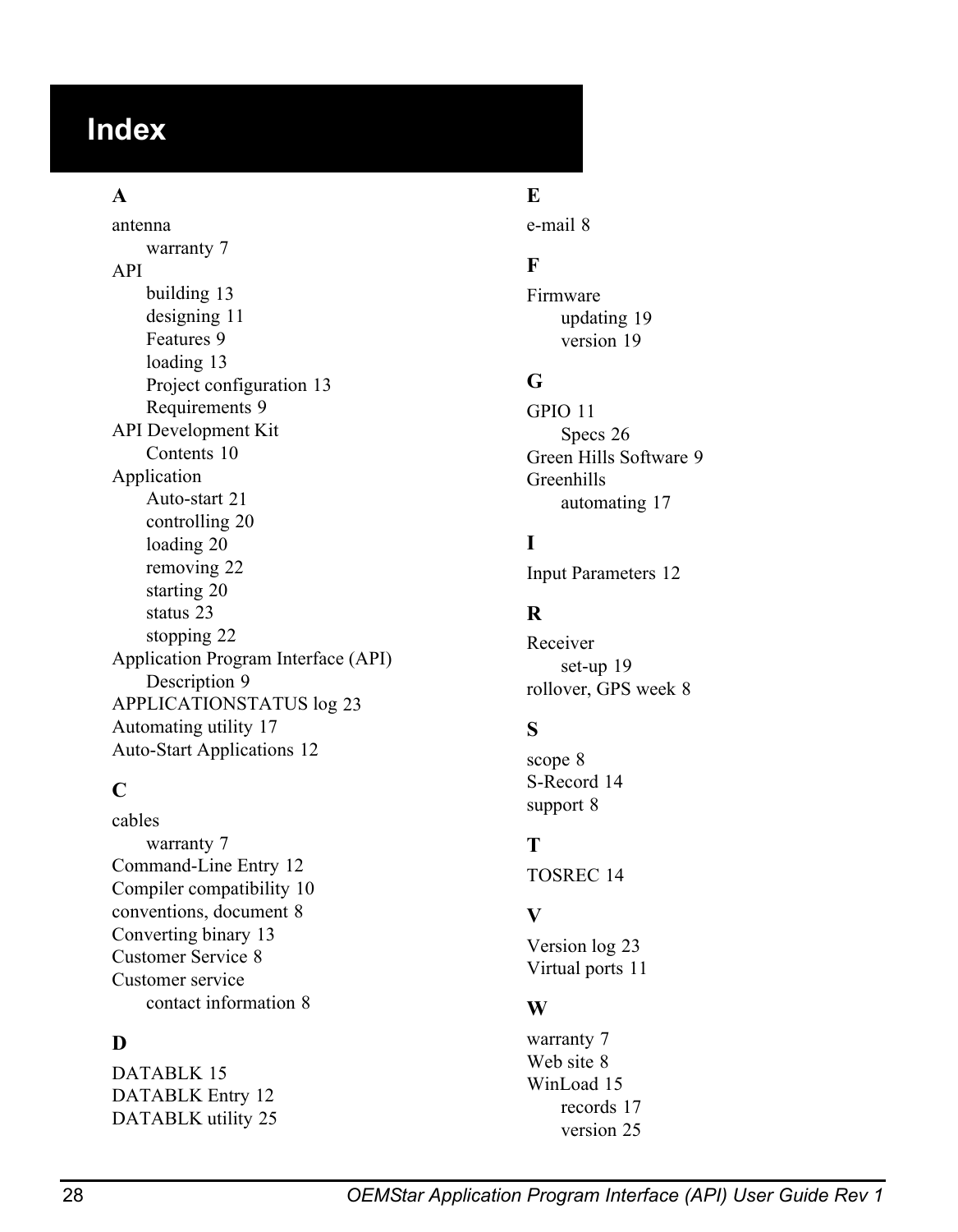# Index

**A**

antenna
- warranty 7

API
- building 13
- designing 11
- Features 9
- loading 13
- Project configuration 13
- Requirements 9

API Development Kit
- Contents 10

Application
- Auto-start 21
- controlling 20
- loading 20
- removing 22
- starting 20
- status 23
- stopping 22

Application Program Interface (API)
- Description 9

APPLICATIONSTATUS log 23

Automating utility 17

Auto-Start Applications 12

**C**

cables
- warranty 7

Command-Line Entry 12

Compiler compatibility 10

conventions, document 8

Converting binary 13

Customer Service 8

Customer service
- contact information 8

**D**

DATABLK 15

DATABLK Entry 12

DATABLK utility 25

**E**

e-mail 8

**F**

Firmware
- updating 19
- version 19

**G**

GPIO 11
- Specs 26

Green Hills Software 9

Greenhills
- automating 17

**I**

Input Parameters 12

**R**

Receiver
- set-up 19

rollover, GPS week 8

**S**

scope 8

S-Record 14

support 8

**T**

TOSREC 14

**V**

Version log 23

Virtual ports 11

**W**

warranty 7

Web site 8

WinLoad 15
- records 17
- version 25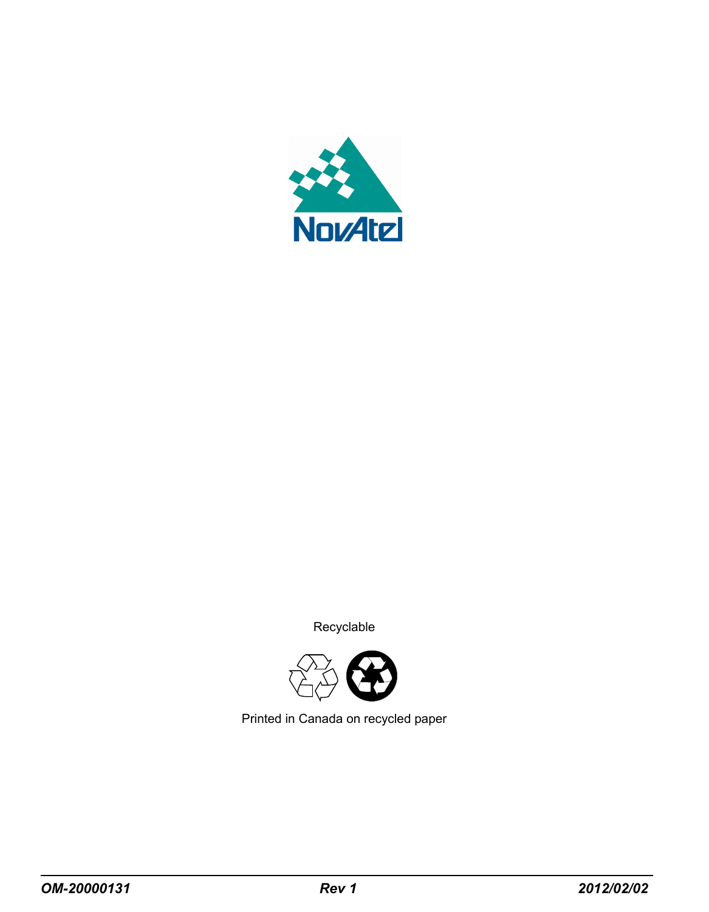Recyclable

Printed in Canada on recycled paper

**OM-20000131** **Rev 1** **2012/02/02**